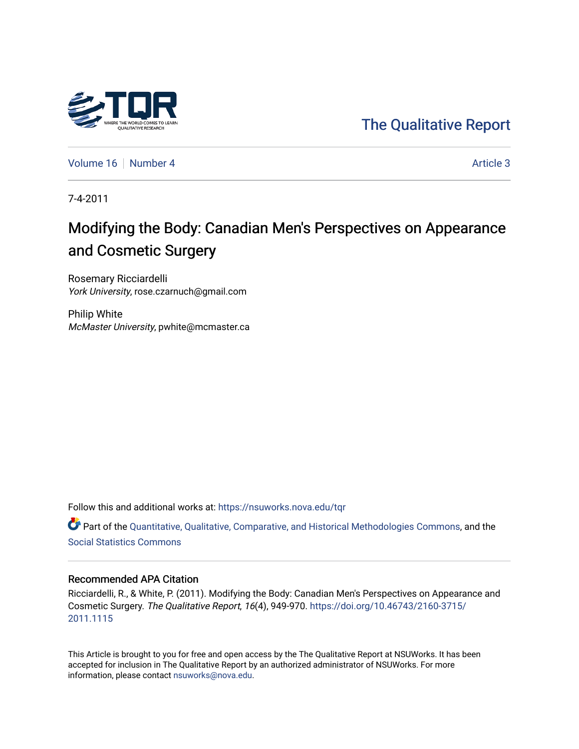The Qualitative Report

Volume 16 | Number 4 | Article 3

7-4-2011

# Modifying the Body: Canadian Men's Perspectives on Appearance and Cosmetic Surgery

Rosemary Ricciardelli
*York University*, rose.czarnuch@gmail.com

Philip White
*McMaster University*, pwhite@mcmaster.ca

Follow this and additional works at: https://nsuworks.nova.edu/tqr

Part of the Quantitative, Qualitative, Comparative, and Historical Methodologies Commons, and the Social Statistics Commons

## Recommended APA Citation

Ricciardelli, R., & White, P. (2011). Modifying the Body: Canadian Men's Perspectives on Appearance and Cosmetic Surgery. *The Qualitative Report*, *16*(4), 949-970. https://doi.org/10.46743/2160-3715/2011.1115

This Article is brought to you for free and open access by the The Qualitative Report at NSUWorks. It has been accepted for inclusion in The Qualitative Report by an authorized administrator of NSUWorks. For more information, please contact nsuworks@nova.edu.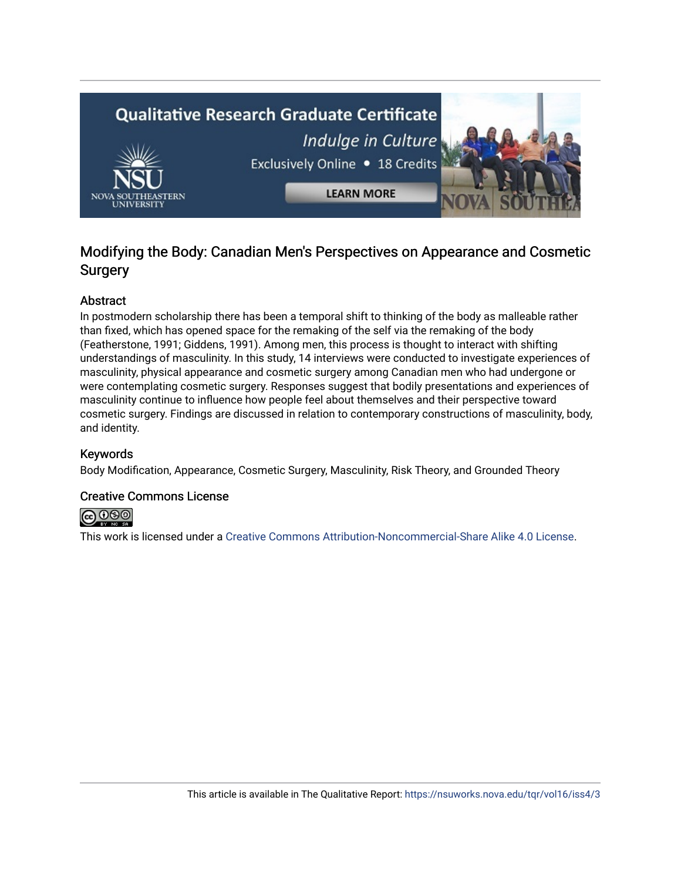## Modifying the Body: Canadian Men's Perspectives on Appearance and Cosmetic Surgery

### Abstract

In postmodern scholarship there has been a temporal shift to thinking of the body as malleable rather than fixed, which has opened space for the remaking of the self via the remaking of the body (Featherstone, 1991; Giddens, 1991). Among men, this process is thought to interact with shifting understandings of masculinity. In this study, 14 interviews were conducted to investigate experiences of masculinity, physical appearance and cosmetic surgery among Canadian men who had undergone or were contemplating cosmetic surgery. Responses suggest that bodily presentations and experiences of masculinity continue to influence how people feel about themselves and their perspective toward cosmetic surgery. Findings are discussed in relation to contemporary constructions of masculinity, body, and identity.

### Keywords

Body Modification, Appearance, Cosmetic Surgery, Masculinity, Risk Theory, and Grounded Theory

### Creative Commons License

This work is licensed under a Creative Commons Attribution-Noncommercial-Share Alike 4.0 License.

This article is available in The Qualitative Report: https://nsuworks.nova.edu/tqr/vol16/iss4/3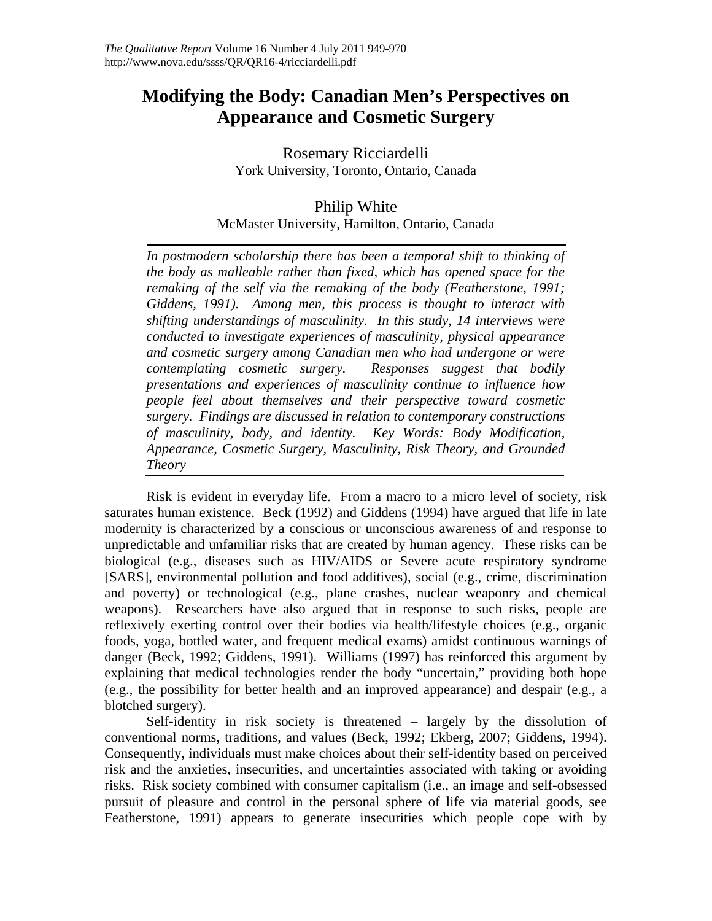# Modifying the Body: Canadian Men's Perspectives on Appearance and Cosmetic Surgery

Rosemary Ricciardelli
York University, Toronto, Ontario, Canada

Philip White
McMaster University, Hamilton, Ontario, Canada

*In postmodern scholarship there has been a temporal shift to thinking of the body as malleable rather than fixed, which has opened space for the remaking of the self via the remaking of the body (Featherstone, 1991; Giddens, 1991). Among men, this process is thought to interact with shifting understandings of masculinity. In this study, 14 interviews were conducted to investigate experiences of masculinity, physical appearance and cosmetic surgery among Canadian men who had undergone or were contemplating cosmetic surgery. Responses suggest that bodily presentations and experiences of masculinity continue to influence how people feel about themselves and their perspective toward cosmetic surgery. Findings are discussed in relation to contemporary constructions of masculinity, body, and identity. Key Words: Body Modification, Appearance, Cosmetic Surgery, Masculinity, Risk Theory, and Grounded Theory*

Risk is evident in everyday life. From a macro to a micro level of society, risk saturates human existence. Beck (1992) and Giddens (1994) have argued that life in late modernity is characterized by a conscious or unconscious awareness of and response to unpredictable and unfamiliar risks that are created by human agency. These risks can be biological (e.g., diseases such as HIV/AIDS or Severe acute respiratory syndrome [SARS], environmental pollution and food additives), social (e.g., crime, discrimination and poverty) or technological (e.g., plane crashes, nuclear weaponry and chemical weapons). Researchers have also argued that in response to such risks, people are reflexively exerting control over their bodies via health/lifestyle choices (e.g., organic foods, yoga, bottled water, and frequent medical exams) amidst continuous warnings of danger (Beck, 1992; Giddens, 1991). Williams (1997) has reinforced this argument by explaining that medical technologies render the body "uncertain," providing both hope (e.g., the possibility for better health and an improved appearance) and despair (e.g., a blotched surgery).

Self-identity in risk society is threatened – largely by the dissolution of conventional norms, traditions, and values (Beck, 1992; Ekberg, 2007; Giddens, 1994). Consequently, individuals must make choices about their self-identity based on perceived risk and the anxieties, insecurities, and uncertainties associated with taking or avoiding risks. Risk society combined with consumer capitalism (i.e., an image and self-obsessed pursuit of pleasure and control in the personal sphere of life via material goods, see Featherstone, 1991) appears to generate insecurities which people cope with by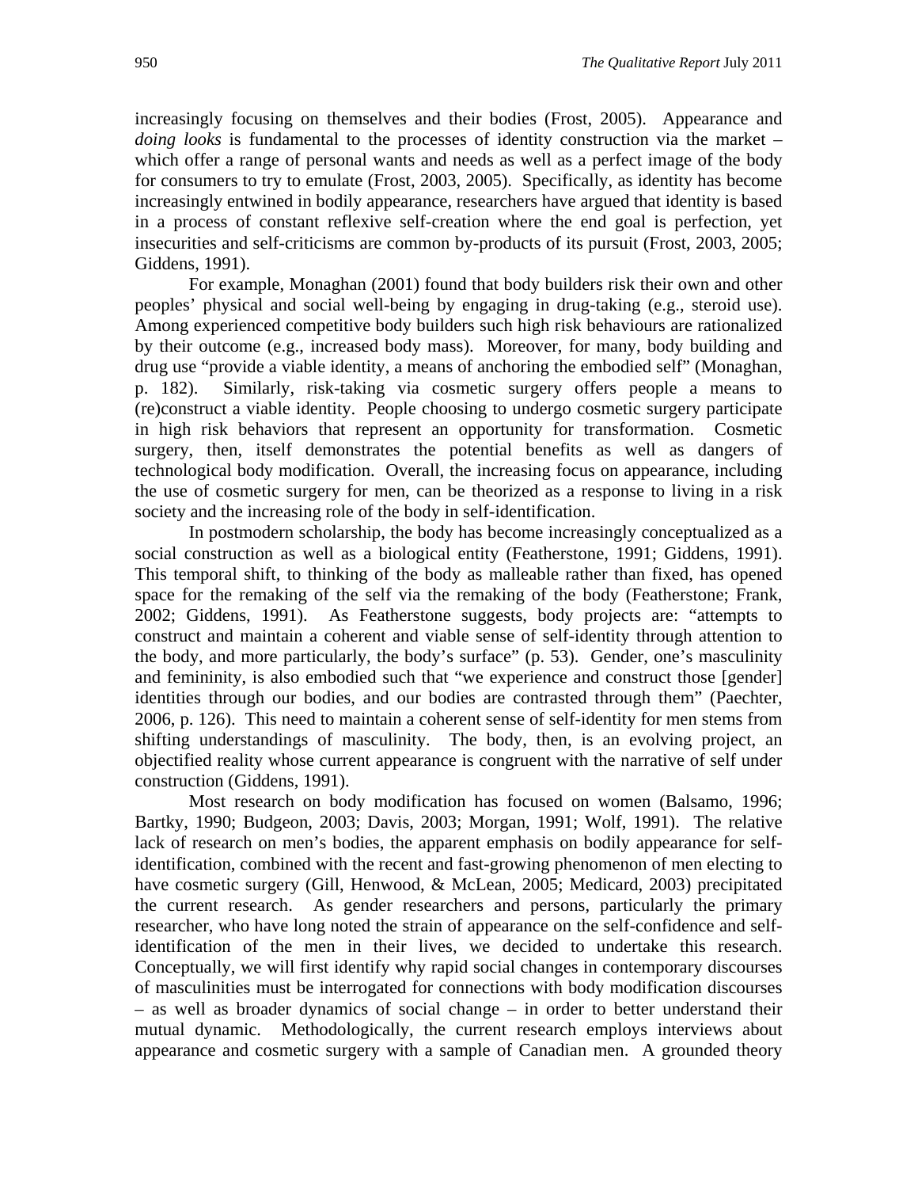increasingly focusing on themselves and their bodies (Frost, 2005). Appearance and *doing looks* is fundamental to the processes of identity construction via the market – which offer a range of personal wants and needs as well as a perfect image of the body for consumers to try to emulate (Frost, 2003, 2005). Specifically, as identity has become increasingly entwined in bodily appearance, researchers have argued that identity is based in a process of constant reflexive self-creation where the end goal is perfection, yet insecurities and self-criticisms are common by-products of its pursuit (Frost, 2003, 2005; Giddens, 1991).

For example, Monaghan (2001) found that body builders risk their own and other peoples' physical and social well-being by engaging in drug-taking (e.g., steroid use). Among experienced competitive body builders such high risk behaviours are rationalized by their outcome (e.g., increased body mass). Moreover, for many, body building and drug use "provide a viable identity, a means of anchoring the embodied self" (Monaghan, p. 182). Similarly, risk-taking via cosmetic surgery offers people a means to (re)construct a viable identity. People choosing to undergo cosmetic surgery participate in high risk behaviors that represent an opportunity for transformation. Cosmetic surgery, then, itself demonstrates the potential benefits as well as dangers of technological body modification. Overall, the increasing focus on appearance, including the use of cosmetic surgery for men, can be theorized as a response to living in a risk society and the increasing role of the body in self-identification.

In postmodern scholarship, the body has become increasingly conceptualized as a social construction as well as a biological entity (Featherstone, 1991; Giddens, 1991). This temporal shift, to thinking of the body as malleable rather than fixed, has opened space for the remaking of the self via the remaking of the body (Featherstone; Frank, 2002; Giddens, 1991). As Featherstone suggests, body projects are: "attempts to construct and maintain a coherent and viable sense of self-identity through attention to the body, and more particularly, the body's surface" (p. 53). Gender, one's masculinity and femininity, is also embodied such that "we experience and construct those [gender] identities through our bodies, and our bodies are contrasted through them" (Paechter, 2006, p. 126). This need to maintain a coherent sense of self-identity for men stems from shifting understandings of masculinity. The body, then, is an evolving project, an objectified reality whose current appearance is congruent with the narrative of self under construction (Giddens, 1991).

Most research on body modification has focused on women (Balsamo, 1996; Bartky, 1990; Budgeon, 2003; Davis, 2003; Morgan, 1991; Wolf, 1991). The relative lack of research on men's bodies, the apparent emphasis on bodily appearance for self-identification, combined with the recent and fast-growing phenomenon of men electing to have cosmetic surgery (Gill, Henwood, & McLean, 2005; Medicard, 2003) precipitated the current research. As gender researchers and persons, particularly the primary researcher, who have long noted the strain of appearance on the self-confidence and self-identification of the men in their lives, we decided to undertake this research. Conceptually, we will first identify why rapid social changes in contemporary discourses of masculinities must be interrogated for connections with body modification discourses – as well as broader dynamics of social change – in order to better understand their mutual dynamic. Methodologically, the current research employs interviews about appearance and cosmetic surgery with a sample of Canadian men. A grounded theory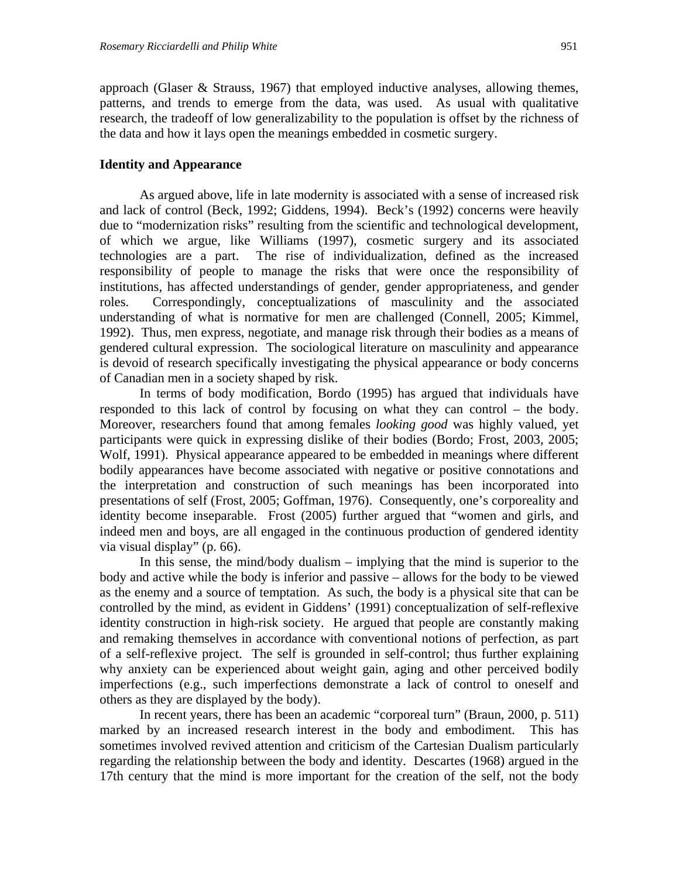approach (Glaser & Strauss, 1967) that employed inductive analyses, allowing themes, patterns, and trends to emerge from the data, was used. As usual with qualitative research, the tradeoff of low generalizability to the population is offset by the richness of the data and how it lays open the meanings embedded in cosmetic surgery.

## Identity and Appearance

As argued above, life in late modernity is associated with a sense of increased risk and lack of control (Beck, 1992; Giddens, 1994). Beck's (1992) concerns were heavily due to "modernization risks" resulting from the scientific and technological development, of which we argue, like Williams (1997), cosmetic surgery and its associated technologies are a part. The rise of individualization, defined as the increased responsibility of people to manage the risks that were once the responsibility of institutions, has affected understandings of gender, gender appropriateness, and gender roles. Correspondingly, conceptualizations of masculinity and the associated understanding of what is normative for men are challenged (Connell, 2005; Kimmel, 1992). Thus, men express, negotiate, and manage risk through their bodies as a means of gendered cultural expression. The sociological literature on masculinity and appearance is devoid of research specifically investigating the physical appearance or body concerns of Canadian men in a society shaped by risk.

In terms of body modification, Bordo (1995) has argued that individuals have responded to this lack of control by focusing on what they can control – the body. Moreover, researchers found that among females *looking good* was highly valued, yet participants were quick in expressing dislike of their bodies (Bordo; Frost, 2003, 2005; Wolf, 1991). Physical appearance appeared to be embedded in meanings where different bodily appearances have become associated with negative or positive connotations and the interpretation and construction of such meanings has been incorporated into presentations of self (Frost, 2005; Goffman, 1976). Consequently, one's corporeality and identity become inseparable. Frost (2005) further argued that "women and girls, and indeed men and boys, are all engaged in the continuous production of gendered identity via visual display" (p. 66).

In this sense, the mind/body dualism – implying that the mind is superior to the body and active while the body is inferior and passive – allows for the body to be viewed as the enemy and a source of temptation. As such, the body is a physical site that can be controlled by the mind, as evident in Giddens' (1991) conceptualization of self-reflexive identity construction in high-risk society. He argued that people are constantly making and remaking themselves in accordance with conventional notions of perfection, as part of a self-reflexive project. The self is grounded in self-control; thus further explaining why anxiety can be experienced about weight gain, aging and other perceived bodily imperfections (e.g., such imperfections demonstrate a lack of control to oneself and others as they are displayed by the body).

In recent years, there has been an academic "corporeal turn" (Braun, 2000, p. 511) marked by an increased research interest in the body and embodiment. This has sometimes involved revived attention and criticism of the Cartesian Dualism particularly regarding the relationship between the body and identity. Descartes (1968) argued in the 17th century that the mind is more important for the creation of the self, not the body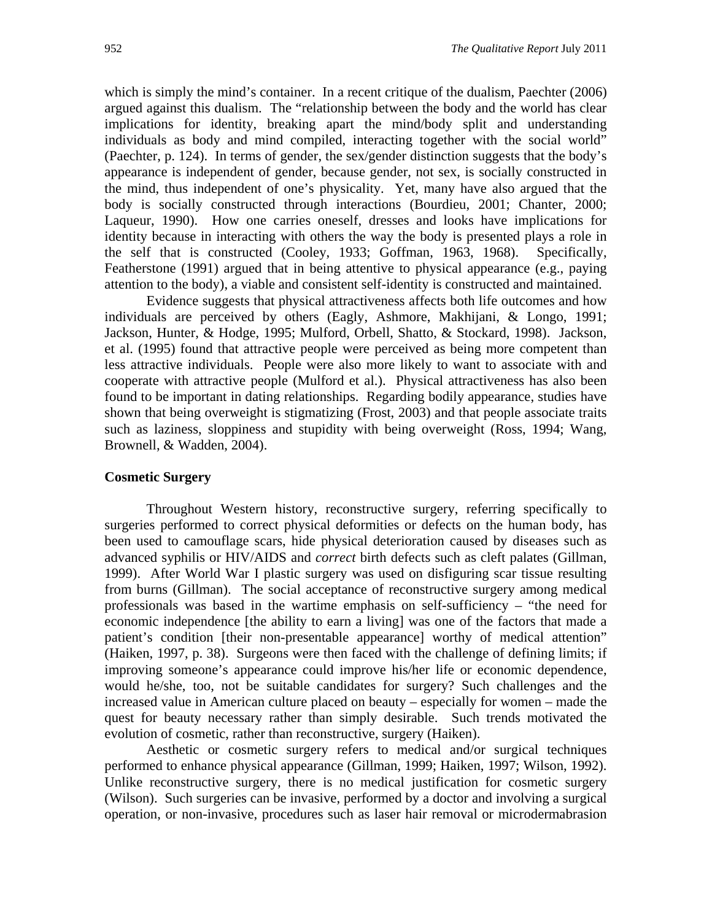which is simply the mind's container. In a recent critique of the dualism, Paechter (2006) argued against this dualism. The "relationship between the body and the world has clear implications for identity, breaking apart the mind/body split and understanding individuals as body and mind compiled, interacting together with the social world" (Paechter, p. 124). In terms of gender, the sex/gender distinction suggests that the body's appearance is independent of gender, because gender, not sex, is socially constructed in the mind, thus independent of one's physicality. Yet, many have also argued that the body is socially constructed through interactions (Bourdieu, 2001; Chanter, 2000; Laqueur, 1990). How one carries oneself, dresses and looks have implications for identity because in interacting with others the way the body is presented plays a role in the self that is constructed (Cooley, 1933; Goffman, 1963, 1968). Specifically, Featherstone (1991) argued that in being attentive to physical appearance (e.g., paying attention to the body), a viable and consistent self-identity is constructed and maintained.

Evidence suggests that physical attractiveness affects both life outcomes and how individuals are perceived by others (Eagly, Ashmore, Makhijani, & Longo, 1991; Jackson, Hunter, & Hodge, 1995; Mulford, Orbell, Shatto, & Stockard, 1998). Jackson, et al. (1995) found that attractive people were perceived as being more competent than less attractive individuals. People were also more likely to want to associate with and cooperate with attractive people (Mulford et al.). Physical attractiveness has also been found to be important in dating relationships. Regarding bodily appearance, studies have shown that being overweight is stigmatizing (Frost, 2003) and that people associate traits such as laziness, sloppiness and stupidity with being overweight (Ross, 1994; Wang, Brownell, & Wadden, 2004).

**Cosmetic Surgery**

Throughout Western history, reconstructive surgery, referring specifically to surgeries performed to correct physical deformities or defects on the human body, has been used to camouflage scars, hide physical deterioration caused by diseases such as advanced syphilis or HIV/AIDS and *correct* birth defects such as cleft palates (Gillman, 1999). After World War I plastic surgery was used on disfiguring scar tissue resulting from burns (Gillman). The social acceptance of reconstructive surgery among medical professionals was based in the wartime emphasis on self-sufficiency – "the need for economic independence [the ability to earn a living] was one of the factors that made a patient's condition [their non-presentable appearance] worthy of medical attention" (Haiken, 1997, p. 38). Surgeons were then faced with the challenge of defining limits; if improving someone's appearance could improve his/her life or economic dependence, would he/she, too, not be suitable candidates for surgery? Such challenges and the increased value in American culture placed on beauty – especially for women – made the quest for beauty necessary rather than simply desirable. Such trends motivated the evolution of cosmetic, rather than reconstructive, surgery (Haiken).

Aesthetic or cosmetic surgery refers to medical and/or surgical techniques performed to enhance physical appearance (Gillman, 1999; Haiken, 1997; Wilson, 1992). Unlike reconstructive surgery, there is no medical justification for cosmetic surgery (Wilson). Such surgeries can be invasive, performed by a doctor and involving a surgical operation, or non-invasive, procedures such as laser hair removal or microdermabrasion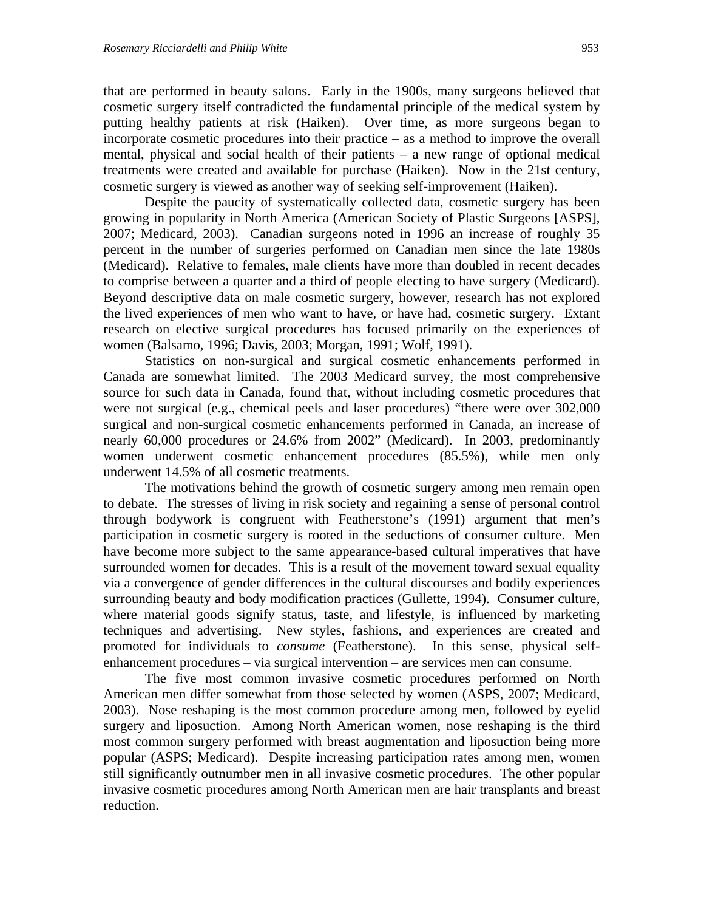that are performed in beauty salons. Early in the 1900s, many surgeons believed that cosmetic surgery itself contradicted the fundamental principle of the medical system by putting healthy patients at risk (Haiken). Over time, as more surgeons began to incorporate cosmetic procedures into their practice – as a method to improve the overall mental, physical and social health of their patients – a new range of optional medical treatments were created and available for purchase (Haiken). Now in the 21st century, cosmetic surgery is viewed as another way of seeking self-improvement (Haiken).

Despite the paucity of systematically collected data, cosmetic surgery has been growing in popularity in North America (American Society of Plastic Surgeons [ASPS], 2007; Medicard, 2003). Canadian surgeons noted in 1996 an increase of roughly 35 percent in the number of surgeries performed on Canadian men since the late 1980s (Medicard). Relative to females, male clients have more than doubled in recent decades to comprise between a quarter and a third of people electing to have surgery (Medicard). Beyond descriptive data on male cosmetic surgery, however, research has not explored the lived experiences of men who want to have, or have had, cosmetic surgery. Extant research on elective surgical procedures has focused primarily on the experiences of women (Balsamo, 1996; Davis, 2003; Morgan, 1991; Wolf, 1991).

Statistics on non-surgical and surgical cosmetic enhancements performed in Canada are somewhat limited. The 2003 Medicard survey, the most comprehensive source for such data in Canada, found that, without including cosmetic procedures that were not surgical (e.g., chemical peels and laser procedures) "there were over 302,000 surgical and non-surgical cosmetic enhancements performed in Canada, an increase of nearly 60,000 procedures or 24.6% from 2002" (Medicard). In 2003, predominantly women underwent cosmetic enhancement procedures (85.5%), while men only underwent 14.5% of all cosmetic treatments.

The motivations behind the growth of cosmetic surgery among men remain open to debate. The stresses of living in risk society and regaining a sense of personal control through bodywork is congruent with Featherstone's (1991) argument that men's participation in cosmetic surgery is rooted in the seductions of consumer culture. Men have become more subject to the same appearance-based cultural imperatives that have surrounded women for decades. This is a result of the movement toward sexual equality via a convergence of gender differences in the cultural discourses and bodily experiences surrounding beauty and body modification practices (Gullette, 1994). Consumer culture, where material goods signify status, taste, and lifestyle, is influenced by marketing techniques and advertising. New styles, fashions, and experiences are created and promoted for individuals to *consume* (Featherstone). In this sense, physical self-enhancement procedures – via surgical intervention – are services men can consume.

The five most common invasive cosmetic procedures performed on North American men differ somewhat from those selected by women (ASPS, 2007; Medicard, 2003). Nose reshaping is the most common procedure among men, followed by eyelid surgery and liposuction. Among North American women, nose reshaping is the third most common surgery performed with breast augmentation and liposuction being more popular (ASPS; Medicard). Despite increasing participation rates among men, women still significantly outnumber men in all invasive cosmetic procedures. The other popular invasive cosmetic procedures among North American men are hair transplants and breast reduction.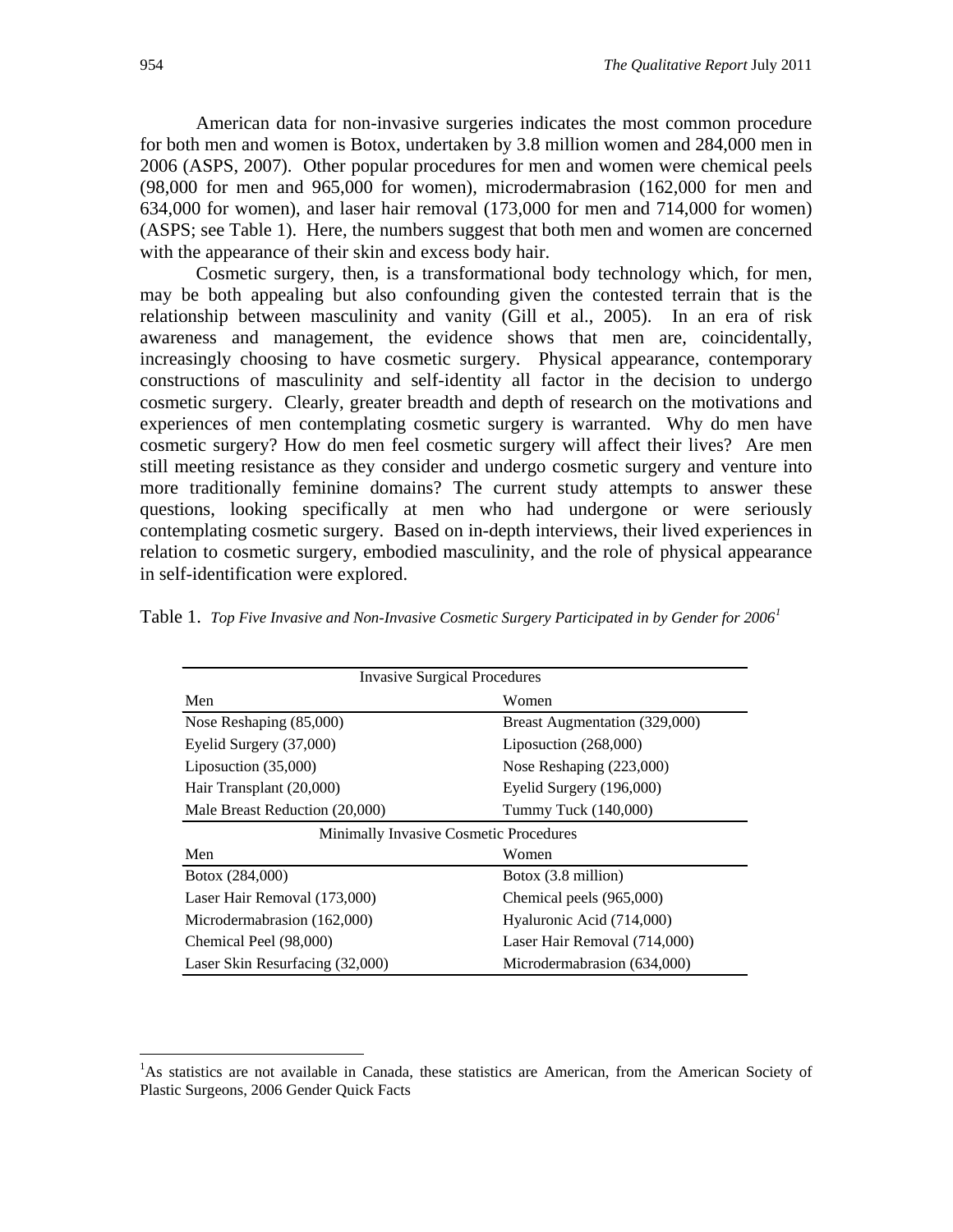American data for non-invasive surgeries indicates the most common procedure for both men and women is Botox, undertaken by 3.8 million women and 284,000 men in 2006 (ASPS, 2007). Other popular procedures for men and women were chemical peels (98,000 for men and 965,000 for women), microdermabrasion (162,000 for men and 634,000 for women), and laser hair removal (173,000 for men and 714,000 for women) (ASPS; see Table 1). Here, the numbers suggest that both men and women are concerned with the appearance of their skin and excess body hair.

Cosmetic surgery, then, is a transformational body technology which, for men, may be both appealing but also confounding given the contested terrain that is the relationship between masculinity and vanity (Gill et al., 2005). In an era of risk awareness and management, the evidence shows that men are, coincidentally, increasingly choosing to have cosmetic surgery. Physical appearance, contemporary constructions of masculinity and self-identity all factor in the decision to undergo cosmetic surgery. Clearly, greater breadth and depth of research on the motivations and experiences of men contemplating cosmetic surgery is warranted. Why do men have cosmetic surgery? How do men feel cosmetic surgery will affect their lives? Are men still meeting resistance as they consider and undergo cosmetic surgery and venture into more traditionally feminine domains? The current study attempts to answer these questions, looking specifically at men who had undergone or were seriously contemplating cosmetic surgery. Based on in-depth interviews, their lived experiences in relation to cosmetic surgery, embodied masculinity, and the role of physical appearance in self-identification were explored.

Table 1. *Top Five Invasive and Non-Invasive Cosmetic Surgery Participated in by Gender for 2006*[1]

| Invasive Surgical Procedures | |
|---|---|
| Men | Women |
| Nose Reshaping (85,000) | Breast Augmentation (329,000) |
| Eyelid Surgery (37,000) | Liposuction (268,000) |
| Liposuction (35,000) | Nose Reshaping (223,000) |
| Hair Transplant (20,000) | Eyelid Surgery (196,000) |
| Male Breast Reduction (20,000) | Tummy Tuck (140,000) |
| Minimally Invasive Cosmetic Procedures | |
| Men | Women |
| Botox (284,000) | Botox (3.8 million) |
| Laser Hair Removal (173,000) | Chemical peels (965,000) |
| Microdermabrasion (162,000) | Hyaluronic Acid (714,000) |
| Chemical Peel (98,000) | Laser Hair Removal (714,000) |
| Laser Skin Resurfacing (32,000) | Microdermabrasion (634,000) |

[1]As statistics are not available in Canada, these statistics are American, from the American Society of Plastic Surgeons, 2006 Gender Quick Facts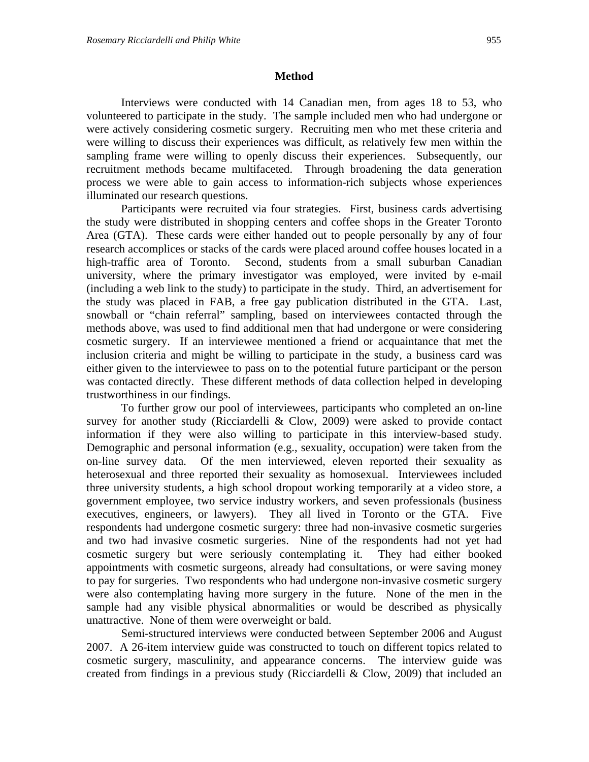## Method

Interviews were conducted with 14 Canadian men, from ages 18 to 53, who volunteered to participate in the study. The sample included men who had undergone or were actively considering cosmetic surgery. Recruiting men who met these criteria and were willing to discuss their experiences was difficult, as relatively few men within the sampling frame were willing to openly discuss their experiences. Subsequently, our recruitment methods became multifaceted. Through broadening the data generation process we were able to gain access to information-rich subjects whose experiences illuminated our research questions.

Participants were recruited via four strategies. First, business cards advertising the study were distributed in shopping centers and coffee shops in the Greater Toronto Area (GTA). These cards were either handed out to people personally by any of four research accomplices or stacks of the cards were placed around coffee houses located in a high-traffic area of Toronto. Second, students from a small suburban Canadian university, where the primary investigator was employed, were invited by e-mail (including a web link to the study) to participate in the study. Third, an advertisement for the study was placed in FAB, a free gay publication distributed in the GTA. Last, snowball or "chain referral" sampling, based on interviewees contacted through the methods above, was used to find additional men that had undergone or were considering cosmetic surgery. If an interviewee mentioned a friend or acquaintance that met the inclusion criteria and might be willing to participate in the study, a business card was either given to the interviewee to pass on to the potential future participant or the person was contacted directly. These different methods of data collection helped in developing trustworthiness in our findings.

To further grow our pool of interviewees, participants who completed an on-line survey for another study (Ricciardelli & Clow, 2009) were asked to provide contact information if they were also willing to participate in this interview-based study. Demographic and personal information (e.g., sexuality, occupation) were taken from the on-line survey data. Of the men interviewed, eleven reported their sexuality as heterosexual and three reported their sexuality as homosexual. Interviewees included three university students, a high school dropout working temporarily at a video store, a government employee, two service industry workers, and seven professionals (business executives, engineers, or lawyers). They all lived in Toronto or the GTA. Five respondents had undergone cosmetic surgery: three had non-invasive cosmetic surgeries and two had invasive cosmetic surgeries. Nine of the respondents had not yet had cosmetic surgery but were seriously contemplating it. They had either booked appointments with cosmetic surgeons, already had consultations, or were saving money to pay for surgeries. Two respondents who had undergone non-invasive cosmetic surgery were also contemplating having more surgery in the future. None of the men in the sample had any visible physical abnormalities or would be described as physically unattractive. None of them were overweight or bald.

Semi-structured interviews were conducted between September 2006 and August 2007. A 26-item interview guide was constructed to touch on different topics related to cosmetic surgery, masculinity, and appearance concerns. The interview guide was created from findings in a previous study (Ricciardelli & Clow, 2009) that included an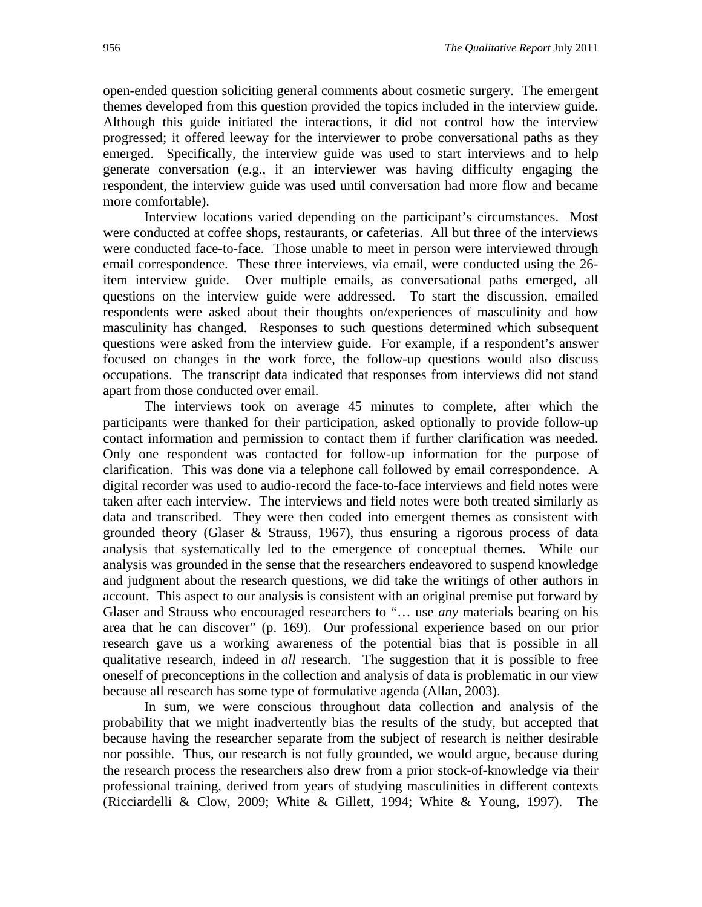open-ended question soliciting general comments about cosmetic surgery. The emergent themes developed from this question provided the topics included in the interview guide. Although this guide initiated the interactions, it did not control how the interview progressed; it offered leeway for the interviewer to probe conversational paths as they emerged. Specifically, the interview guide was used to start interviews and to help generate conversation (e.g., if an interviewer was having difficulty engaging the respondent, the interview guide was used until conversation had more flow and became more comfortable).

Interview locations varied depending on the participant's circumstances. Most were conducted at coffee shops, restaurants, or cafeterias. All but three of the interviews were conducted face-to-face. Those unable to meet in person were interviewed through email correspondence. These three interviews, via email, were conducted using the 26-item interview guide. Over multiple emails, as conversational paths emerged, all questions on the interview guide were addressed. To start the discussion, emailed respondents were asked about their thoughts on/experiences of masculinity and how masculinity has changed. Responses to such questions determined which subsequent questions were asked from the interview guide. For example, if a respondent's answer focused on changes in the work force, the follow-up questions would also discuss occupations. The transcript data indicated that responses from interviews did not stand apart from those conducted over email.

The interviews took on average 45 minutes to complete, after which the participants were thanked for their participation, asked optionally to provide follow-up contact information and permission to contact them if further clarification was needed. Only one respondent was contacted for follow-up information for the purpose of clarification. This was done via a telephone call followed by email correspondence. A digital recorder was used to audio-record the face-to-face interviews and field notes were taken after each interview. The interviews and field notes were both treated similarly as data and transcribed. They were then coded into emergent themes as consistent with grounded theory (Glaser & Strauss, 1967), thus ensuring a rigorous process of data analysis that systematically led to the emergence of conceptual themes. While our analysis was grounded in the sense that the researchers endeavored to suspend knowledge and judgment about the research questions, we did take the writings of other authors in account. This aspect to our analysis is consistent with an original premise put forward by Glaser and Strauss who encouraged researchers to "… use *any* materials bearing on his area that he can discover" (p. 169). Our professional experience based on our prior research gave us a working awareness of the potential bias that is possible in all qualitative research, indeed in *all* research. The suggestion that it is possible to free oneself of preconceptions in the collection and analysis of data is problematic in our view because all research has some type of formulative agenda (Allan, 2003).

In sum, we were conscious throughout data collection and analysis of the probability that we might inadvertently bias the results of the study, but accepted that because having the researcher separate from the subject of research is neither desirable nor possible. Thus, our research is not fully grounded, we would argue, because during the research process the researchers also drew from a prior stock-of-knowledge via their professional training, derived from years of studying masculinities in different contexts (Ricciardelli & Clow, 2009; White & Gillett, 1994; White & Young, 1997). The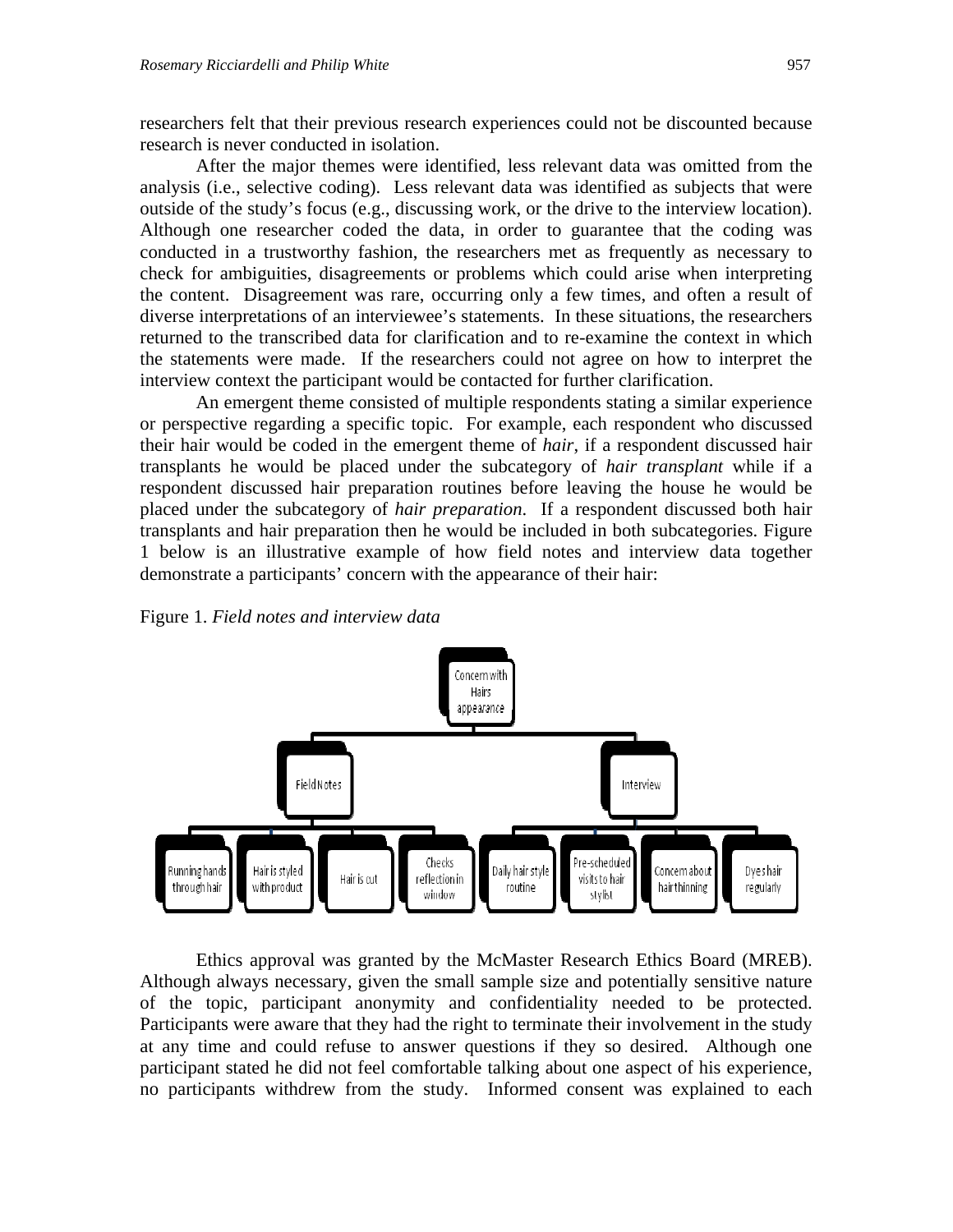researchers felt that their previous research experiences could not be discounted because research is never conducted in isolation.

After the major themes were identified, less relevant data was omitted from the analysis (i.e., selective coding). Less relevant data was identified as subjects that were outside of the study's focus (e.g., discussing work, or the drive to the interview location). Although one researcher coded the data, in order to guarantee that the coding was conducted in a trustworthy fashion, the researchers met as frequently as necessary to check for ambiguities, disagreements or problems which could arise when interpreting the content. Disagreement was rare, occurring only a few times, and often a result of diverse interpretations of an interviewee's statements. In these situations, the researchers returned to the transcribed data for clarification and to re-examine the context in which the statements were made. If the researchers could not agree on how to interpret the interview context the participant would be contacted for further clarification.

An emergent theme consisted of multiple respondents stating a similar experience or perspective regarding a specific topic. For example, each respondent who discussed their hair would be coded in the emergent theme of *hair*, if a respondent discussed hair transplants he would be placed under the subcategory of *hair transplant* while if a respondent discussed hair preparation routines before leaving the house he would be placed under the subcategory of *hair preparation*. If a respondent discussed both hair transplants and hair preparation then he would be included in both subcategories. Figure 1 below is an illustrative example of how field notes and interview data together demonstrate a participants' concern with the appearance of their hair:

Figure 1. *Field notes and interview data*

- Concern with Hairs appearance
  - Field Notes
    - Running hands through hair
    - Hair is styled with product
    - Hair is cut
    - Checks reflection in window
  - Interview
    - Daily hair style routine
    - Pre-scheduled visits to hair stylist
    - Concern about hair thinning
    - Dyes hair regularly

Ethics approval was granted by the McMaster Research Ethics Board (MREB). Although always necessary, given the small sample size and potentially sensitive nature of the topic, participant anonymity and confidentiality needed to be protected. Participants were aware that they had the right to terminate their involvement in the study at any time and could refuse to answer questions if they so desired. Although one participant stated he did not feel comfortable talking about one aspect of his experience, no participants withdrew from the study. Informed consent was explained to each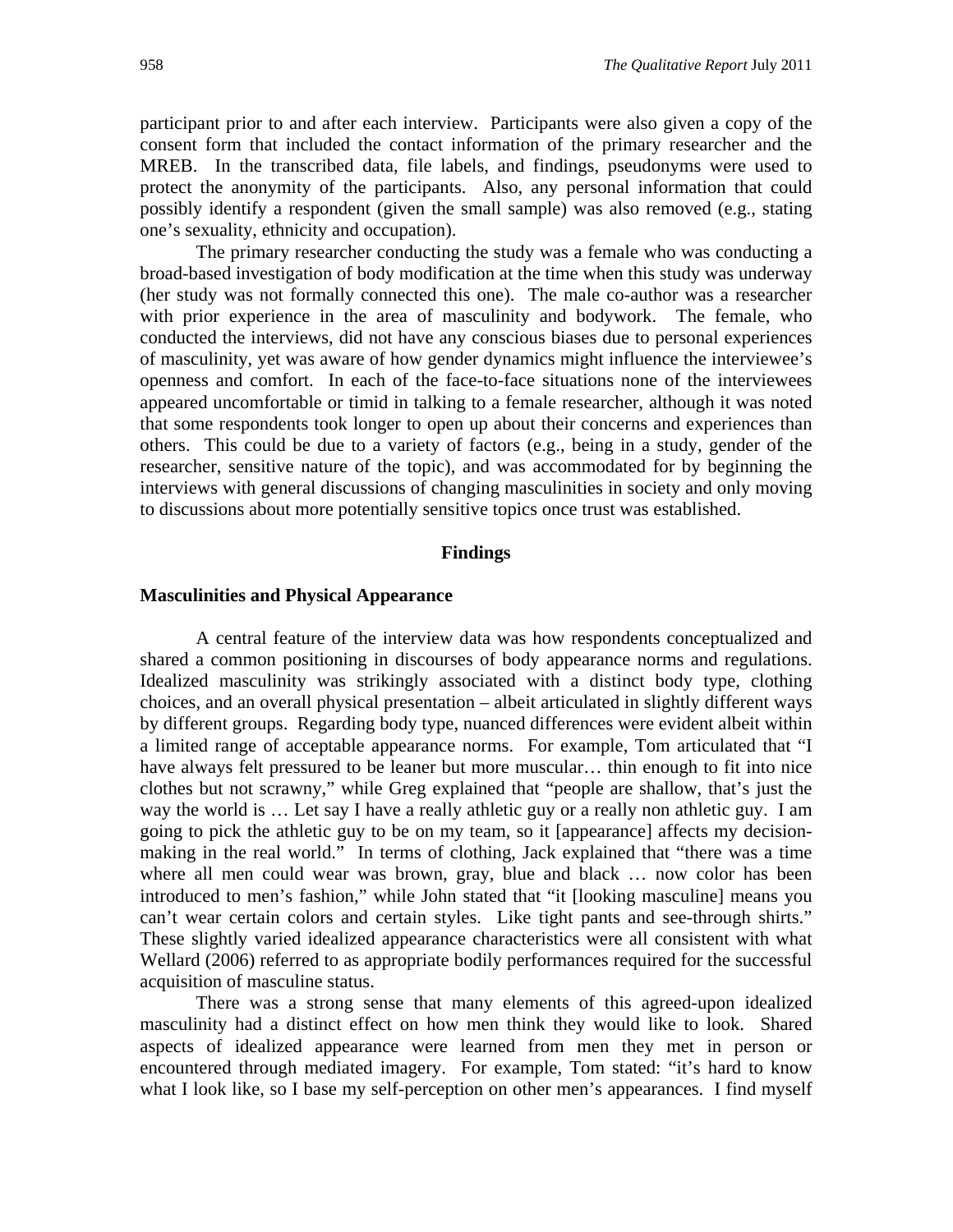participant prior to and after each interview. Participants were also given a copy of the consent form that included the contact information of the primary researcher and the MREB. In the transcribed data, file labels, and findings, pseudonyms were used to protect the anonymity of the participants. Also, any personal information that could possibly identify a respondent (given the small sample) was also removed (e.g., stating one's sexuality, ethnicity and occupation).

The primary researcher conducting the study was a female who was conducting a broad-based investigation of body modification at the time when this study was underway (her study was not formally connected this one). The male co-author was a researcher with prior experience in the area of masculinity and bodywork. The female, who conducted the interviews, did not have any conscious biases due to personal experiences of masculinity, yet was aware of how gender dynamics might influence the interviewee's openness and comfort. In each of the face-to-face situations none of the interviewees appeared uncomfortable or timid in talking to a female researcher, although it was noted that some respondents took longer to open up about their concerns and experiences than others. This could be due to a variety of factors (e.g., being in a study, gender of the researcher, sensitive nature of the topic), and was accommodated for by beginning the interviews with general discussions of changing masculinities in society and only moving to discussions about more potentially sensitive topics once trust was established.

## Findings

### Masculinities and Physical Appearance

A central feature of the interview data was how respondents conceptualized and shared a common positioning in discourses of body appearance norms and regulations. Idealized masculinity was strikingly associated with a distinct body type, clothing choices, and an overall physical presentation – albeit articulated in slightly different ways by different groups. Regarding body type, nuanced differences were evident albeit within a limited range of acceptable appearance norms. For example, Tom articulated that "I have always felt pressured to be leaner but more muscular… thin enough to fit into nice clothes but not scrawny," while Greg explained that "people are shallow, that's just the way the world is … Let say I have a really athletic guy or a really non athletic guy. I am going to pick the athletic guy to be on my team, so it [appearance] affects my decision-making in the real world." In terms of clothing, Jack explained that "there was a time where all men could wear was brown, gray, blue and black … now color has been introduced to men's fashion," while John stated that "it [looking masculine] means you can't wear certain colors and certain styles. Like tight pants and see-through shirts." These slightly varied idealized appearance characteristics were all consistent with what Wellard (2006) referred to as appropriate bodily performances required for the successful acquisition of masculine status.

There was a strong sense that many elements of this agreed-upon idealized masculinity had a distinct effect on how men think they would like to look. Shared aspects of idealized appearance were learned from men they met in person or encountered through mediated imagery. For example, Tom stated: "it's hard to know what I look like, so I base my self-perception on other men's appearances. I find myself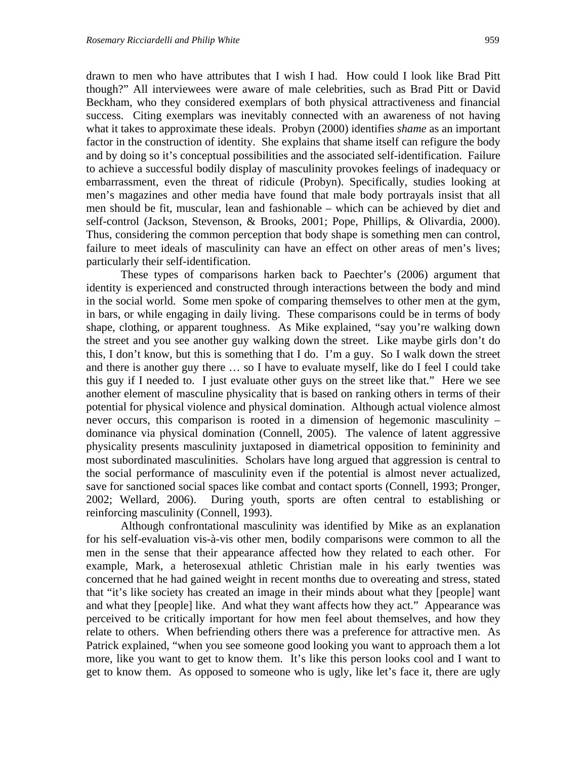drawn to men who have attributes that I wish I had. How could I look like Brad Pitt though?" All interviewees were aware of male celebrities, such as Brad Pitt or David Beckham, who they considered exemplars of both physical attractiveness and financial success. Citing exemplars was inevitably connected with an awareness of not having what it takes to approximate these ideals. Probyn (2000) identifies *shame* as an important factor in the construction of identity. She explains that shame itself can refigure the body and by doing so it's conceptual possibilities and the associated self-identification. Failure to achieve a successful bodily display of masculinity provokes feelings of inadequacy or embarrassment, even the threat of ridicule (Probyn). Specifically, studies looking at men's magazines and other media have found that male body portrayals insist that all men should be fit, muscular, lean and fashionable – which can be achieved by diet and self-control (Jackson, Stevenson, & Brooks, 2001; Pope, Phillips, & Olivardia, 2000). Thus, considering the common perception that body shape is something men can control, failure to meet ideals of masculinity can have an effect on other areas of men's lives; particularly their self-identification.

These types of comparisons harken back to Paechter's (2006) argument that identity is experienced and constructed through interactions between the body and mind in the social world. Some men spoke of comparing themselves to other men at the gym, in bars, or while engaging in daily living. These comparisons could be in terms of body shape, clothing, or apparent toughness. As Mike explained, "say you're walking down the street and you see another guy walking down the street. Like maybe girls don't do this, I don't know, but this is something that I do. I'm a guy. So I walk down the street and there is another guy there … so I have to evaluate myself, like do I feel I could take this guy if I needed to. I just evaluate other guys on the street like that." Here we see another element of masculine physicality that is based on ranking others in terms of their potential for physical violence and physical domination. Although actual violence almost never occurs, this comparison is rooted in a dimension of hegemonic masculinity – dominance via physical domination (Connell, 2005). The valence of latent aggressive physicality presents masculinity juxtaposed in diametrical opposition to femininity and most subordinated masculinities. Scholars have long argued that aggression is central to the social performance of masculinity even if the potential is almost never actualized, save for sanctioned social spaces like combat and contact sports (Connell, 1993; Pronger, 2002; Wellard, 2006). During youth, sports are often central to establishing or reinforcing masculinity (Connell, 1993).

Although confrontational masculinity was identified by Mike as an explanation for his self-evaluation vis-à-vis other men, bodily comparisons were common to all the men in the sense that their appearance affected how they related to each other. For example, Mark, a heterosexual athletic Christian male in his early twenties was concerned that he had gained weight in recent months due to overeating and stress, stated that "it's like society has created an image in their minds about what they [people] want and what they [people] like. And what they want affects how they act." Appearance was perceived to be critically important for how men feel about themselves, and how they relate to others. When befriending others there was a preference for attractive men. As Patrick explained, "when you see someone good looking you want to approach them a lot more, like you want to get to know them. It's like this person looks cool and I want to get to know them. As opposed to someone who is ugly, like let's face it, there are ugly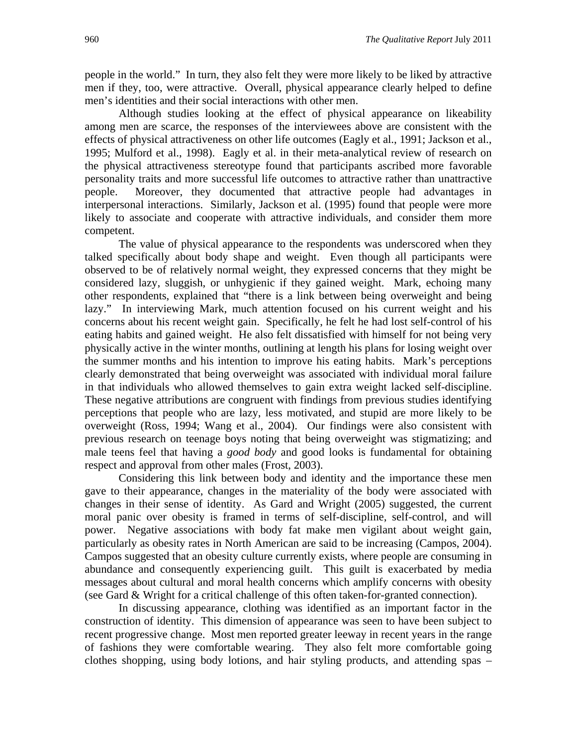people in the world." In turn, they also felt they were more likely to be liked by attractive men if they, too, were attractive. Overall, physical appearance clearly helped to define men's identities and their social interactions with other men.

Although studies looking at the effect of physical appearance on likeability among men are scarce, the responses of the interviewees above are consistent with the effects of physical attractiveness on other life outcomes (Eagly et al., 1991; Jackson et al., 1995; Mulford et al., 1998). Eagly et al. in their meta-analytical review of research on the physical attractiveness stereotype found that participants ascribed more favorable personality traits and more successful life outcomes to attractive rather than unattractive people. Moreover, they documented that attractive people had advantages in interpersonal interactions. Similarly, Jackson et al. (1995) found that people were more likely to associate and cooperate with attractive individuals, and consider them more competent.

The value of physical appearance to the respondents was underscored when they talked specifically about body shape and weight. Even though all participants were observed to be of relatively normal weight, they expressed concerns that they might be considered lazy, sluggish, or unhygienic if they gained weight. Mark, echoing many other respondents, explained that "there is a link between being overweight and being lazy." In interviewing Mark, much attention focused on his current weight and his concerns about his recent weight gain. Specifically, he felt he had lost self-control of his eating habits and gained weight. He also felt dissatisfied with himself for not being very physically active in the winter months, outlining at length his plans for losing weight over the summer months and his intention to improve his eating habits. Mark's perceptions clearly demonstrated that being overweight was associated with individual moral failure in that individuals who allowed themselves to gain extra weight lacked self-discipline. These negative attributions are congruent with findings from previous studies identifying perceptions that people who are lazy, less motivated, and stupid are more likely to be overweight (Ross, 1994; Wang et al., 2004). Our findings were also consistent with previous research on teenage boys noting that being overweight was stigmatizing; and male teens feel that having a *good body* and good looks is fundamental for obtaining respect and approval from other males (Frost, 2003).

Considering this link between body and identity and the importance these men gave to their appearance, changes in the materiality of the body were associated with changes in their sense of identity. As Gard and Wright (2005) suggested, the current moral panic over obesity is framed in terms of self-discipline, self-control, and will power. Negative associations with body fat make men vigilant about weight gain, particularly as obesity rates in North American are said to be increasing (Campos, 2004). Campos suggested that an obesity culture currently exists, where people are consuming in abundance and consequently experiencing guilt. This guilt is exacerbated by media messages about cultural and moral health concerns which amplify concerns with obesity (see Gard & Wright for a critical challenge of this often taken-for-granted connection).

In discussing appearance, clothing was identified as an important factor in the construction of identity. This dimension of appearance was seen to have been subject to recent progressive change. Most men reported greater leeway in recent years in the range of fashions they were comfortable wearing. They also felt more comfortable going clothes shopping, using body lotions, and hair styling products, and attending spas –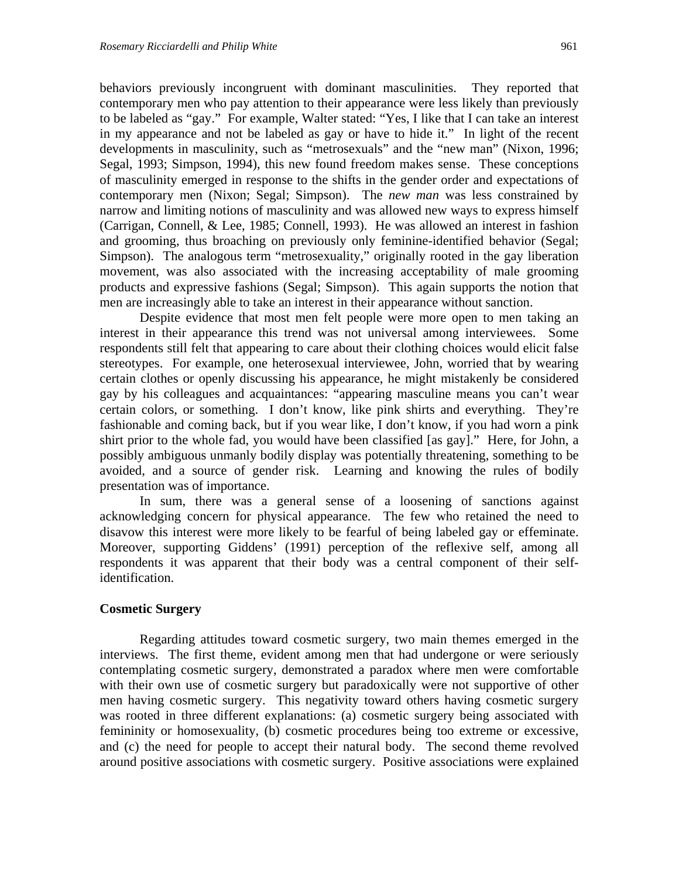behaviors previously incongruent with dominant masculinities. They reported that contemporary men who pay attention to their appearance were less likely than previously to be labeled as "gay." For example, Walter stated: "Yes, I like that I can take an interest in my appearance and not be labeled as gay or have to hide it." In light of the recent developments in masculinity, such as "metrosexuals" and the "new man" (Nixon, 1996; Segal, 1993; Simpson, 1994), this new found freedom makes sense. These conceptions of masculinity emerged in response to the shifts in the gender order and expectations of contemporary men (Nixon; Segal; Simpson). The *new man* was less constrained by narrow and limiting notions of masculinity and was allowed new ways to express himself (Carrigan, Connell, & Lee, 1985; Connell, 1993). He was allowed an interest in fashion and grooming, thus broaching on previously only feminine-identified behavior (Segal; Simpson). The analogous term "metrosexuality," originally rooted in the gay liberation movement, was also associated with the increasing acceptability of male grooming products and expressive fashions (Segal; Simpson). This again supports the notion that men are increasingly able to take an interest in their appearance without sanction.

Despite evidence that most men felt people were more open to men taking an interest in their appearance this trend was not universal among interviewees. Some respondents still felt that appearing to care about their clothing choices would elicit false stereotypes. For example, one heterosexual interviewee, John, worried that by wearing certain clothes or openly discussing his appearance, he might mistakenly be considered gay by his colleagues and acquaintances: "appearing masculine means you can't wear certain colors, or something. I don't know, like pink shirts and everything. They're fashionable and coming back, but if you wear like, I don't know, if you had worn a pink shirt prior to the whole fad, you would have been classified [as gay]." Here, for John, a possibly ambiguous unmanly bodily display was potentially threatening, something to be avoided, and a source of gender risk. Learning and knowing the rules of bodily presentation was of importance.

In sum, there was a general sense of a loosening of sanctions against acknowledging concern for physical appearance. The few who retained the need to disavow this interest were more likely to be fearful of being labeled gay or effeminate. Moreover, supporting Giddens' (1991) perception of the reflexive self, among all respondents it was apparent that their body was a central component of their self-identification.

### Cosmetic Surgery

Regarding attitudes toward cosmetic surgery, two main themes emerged in the interviews. The first theme, evident among men that had undergone or were seriously contemplating cosmetic surgery, demonstrated a paradox where men were comfortable with their own use of cosmetic surgery but paradoxically were not supportive of other men having cosmetic surgery. This negativity toward others having cosmetic surgery was rooted in three different explanations: (a) cosmetic surgery being associated with femininity or homosexuality, (b) cosmetic procedures being too extreme or excessive, and (c) the need for people to accept their natural body. The second theme revolved around positive associations with cosmetic surgery. Positive associations were explained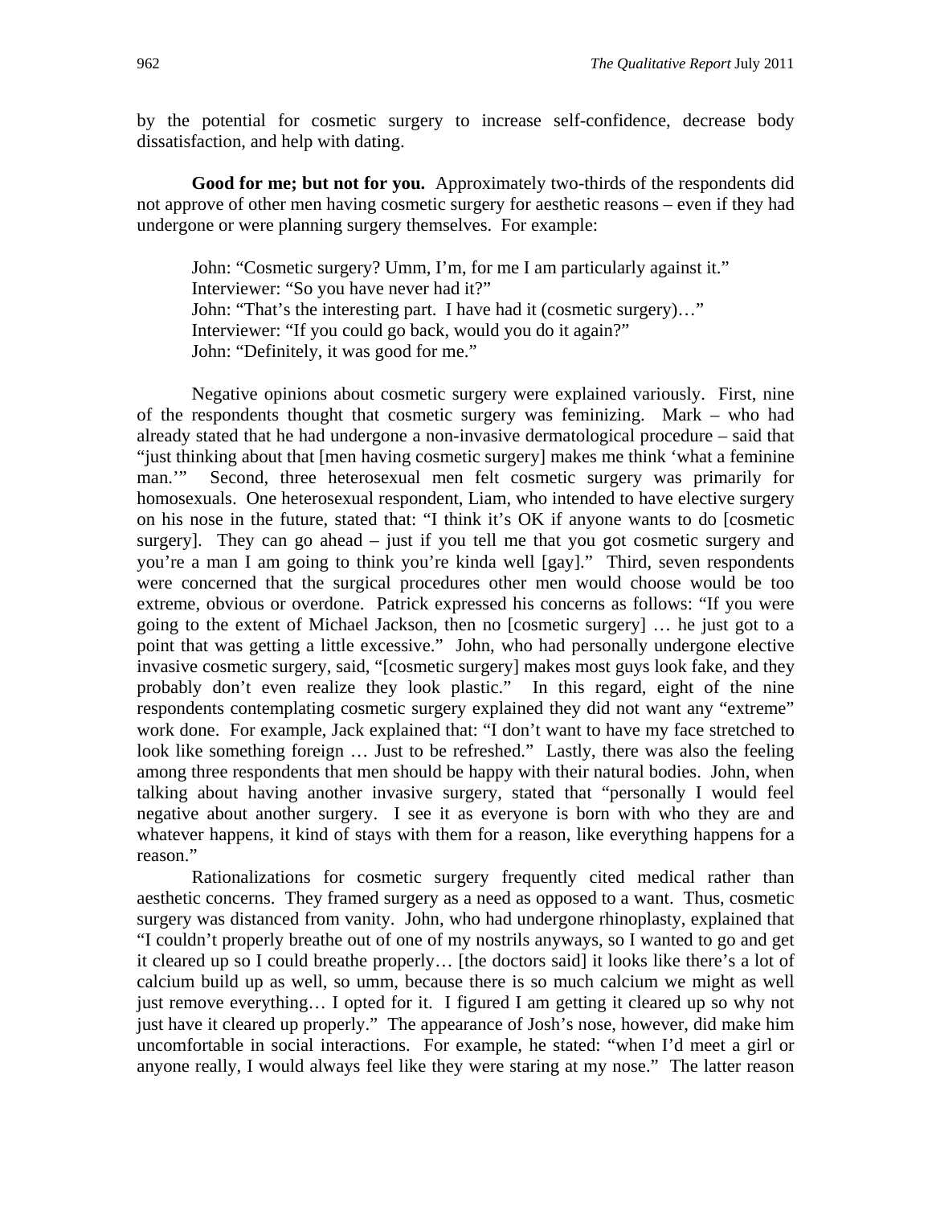by the potential for cosmetic surgery to increase self-confidence, decrease body dissatisfaction, and help with dating.

**Good for me; but not for you.** Approximately two-thirds of the respondents did not approve of other men having cosmetic surgery for aesthetic reasons – even if they had undergone or were planning surgery themselves. For example:

> John: "Cosmetic surgery? Umm, I'm, for me I am particularly against it."
> Interviewer: "So you have never had it?"
> John: "That's the interesting part. I have had it (cosmetic surgery)…"
> Interviewer: "If you could go back, would you do it again?"
> John: "Definitely, it was good for me."

Negative opinions about cosmetic surgery were explained variously. First, nine of the respondents thought that cosmetic surgery was feminizing. Mark – who had already stated that he had undergone a non-invasive dermatological procedure – said that "just thinking about that [men having cosmetic surgery] makes me think 'what a feminine man.'" Second, three heterosexual men felt cosmetic surgery was primarily for homosexuals. One heterosexual respondent, Liam, who intended to have elective surgery on his nose in the future, stated that: "I think it's OK if anyone wants to do [cosmetic surgery]. They can go ahead – just if you tell me that you got cosmetic surgery and you're a man I am going to think you're kinda well [gay]." Third, seven respondents were concerned that the surgical procedures other men would choose would be too extreme, obvious or overdone. Patrick expressed his concerns as follows: "If you were going to the extent of Michael Jackson, then no [cosmetic surgery] … he just got to a point that was getting a little excessive." John, who had personally undergone elective invasive cosmetic surgery, said, "[cosmetic surgery] makes most guys look fake, and they probably don't even realize they look plastic." In this regard, eight of the nine respondents contemplating cosmetic surgery explained they did not want any "extreme" work done. For example, Jack explained that: "I don't want to have my face stretched to look like something foreign … Just to be refreshed." Lastly, there was also the feeling among three respondents that men should be happy with their natural bodies. John, when talking about having another invasive surgery, stated that "personally I would feel negative about another surgery. I see it as everyone is born with who they are and whatever happens, it kind of stays with them for a reason, like everything happens for a reason."

Rationalizations for cosmetic surgery frequently cited medical rather than aesthetic concerns. They framed surgery as a need as opposed to a want. Thus, cosmetic surgery was distanced from vanity. John, who had undergone rhinoplasty, explained that "I couldn't properly breathe out of one of my nostrils anyways, so I wanted to go and get it cleared up so I could breathe properly… [the doctors said] it looks like there's a lot of calcium build up as well, so umm, because there is so much calcium we might as well just remove everything… I opted for it. I figured I am getting it cleared up so why not just have it cleared up properly." The appearance of Josh's nose, however, did make him uncomfortable in social interactions. For example, he stated: "when I'd meet a girl or anyone really, I would always feel like they were staring at my nose." The latter reason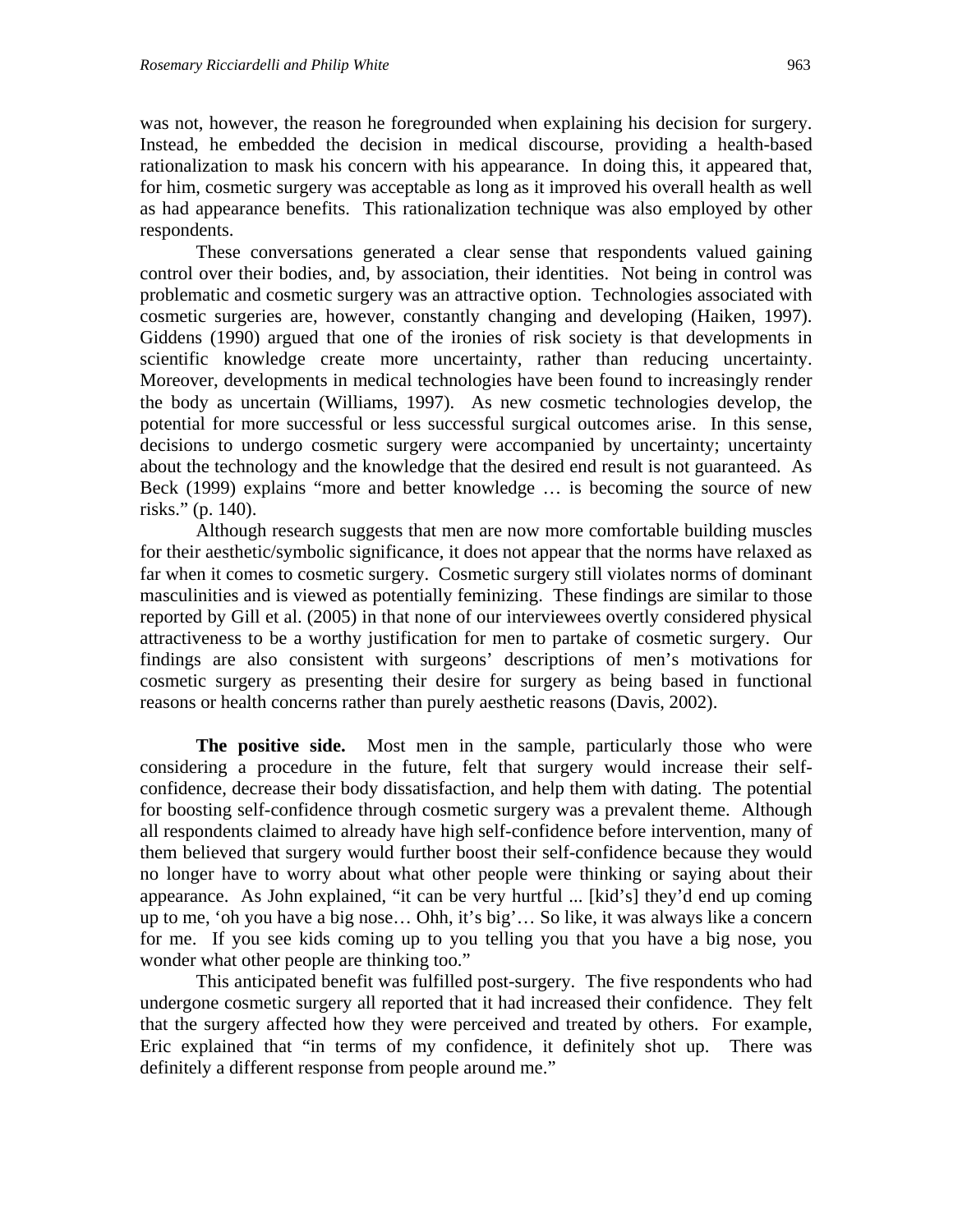was not, however, the reason he foregrounded when explaining his decision for surgery. Instead, he embedded the decision in medical discourse, providing a health-based rationalization to mask his concern with his appearance. In doing this, it appeared that, for him, cosmetic surgery was acceptable as long as it improved his overall health as well as had appearance benefits. This rationalization technique was also employed by other respondents.

These conversations generated a clear sense that respondents valued gaining control over their bodies, and, by association, their identities. Not being in control was problematic and cosmetic surgery was an attractive option. Technologies associated with cosmetic surgeries are, however, constantly changing and developing (Haiken, 1997). Giddens (1990) argued that one of the ironies of risk society is that developments in scientific knowledge create more uncertainty, rather than reducing uncertainty. Moreover, developments in medical technologies have been found to increasingly render the body as uncertain (Williams, 1997). As new cosmetic technologies develop, the potential for more successful or less successful surgical outcomes arise. In this sense, decisions to undergo cosmetic surgery were accompanied by uncertainty; uncertainty about the technology and the knowledge that the desired end result is not guaranteed. As Beck (1999) explains "more and better knowledge … is becoming the source of new risks." (p. 140).

Although research suggests that men are now more comfortable building muscles for their aesthetic/symbolic significance, it does not appear that the norms have relaxed as far when it comes to cosmetic surgery. Cosmetic surgery still violates norms of dominant masculinities and is viewed as potentially feminizing. These findings are similar to those reported by Gill et al. (2005) in that none of our interviewees overtly considered physical attractiveness to be a worthy justification for men to partake of cosmetic surgery. Our findings are also consistent with surgeons' descriptions of men's motivations for cosmetic surgery as presenting their desire for surgery as being based in functional reasons or health concerns rather than purely aesthetic reasons (Davis, 2002).

**The positive side.** Most men in the sample, particularly those who were considering a procedure in the future, felt that surgery would increase their self-confidence, decrease their body dissatisfaction, and help them with dating. The potential for boosting self-confidence through cosmetic surgery was a prevalent theme. Although all respondents claimed to already have high self-confidence before intervention, many of them believed that surgery would further boost their self-confidence because they would no longer have to worry about what other people were thinking or saying about their appearance. As John explained, "it can be very hurtful ... [kid's] they'd end up coming up to me, 'oh you have a big nose… Ohh, it's big'… So like, it was always like a concern for me. If you see kids coming up to you telling you that you have a big nose, you wonder what other people are thinking too."

This anticipated benefit was fulfilled post-surgery. The five respondents who had undergone cosmetic surgery all reported that it had increased their confidence. They felt that the surgery affected how they were perceived and treated by others. For example, Eric explained that "in terms of my confidence, it definitely shot up. There was definitely a different response from people around me."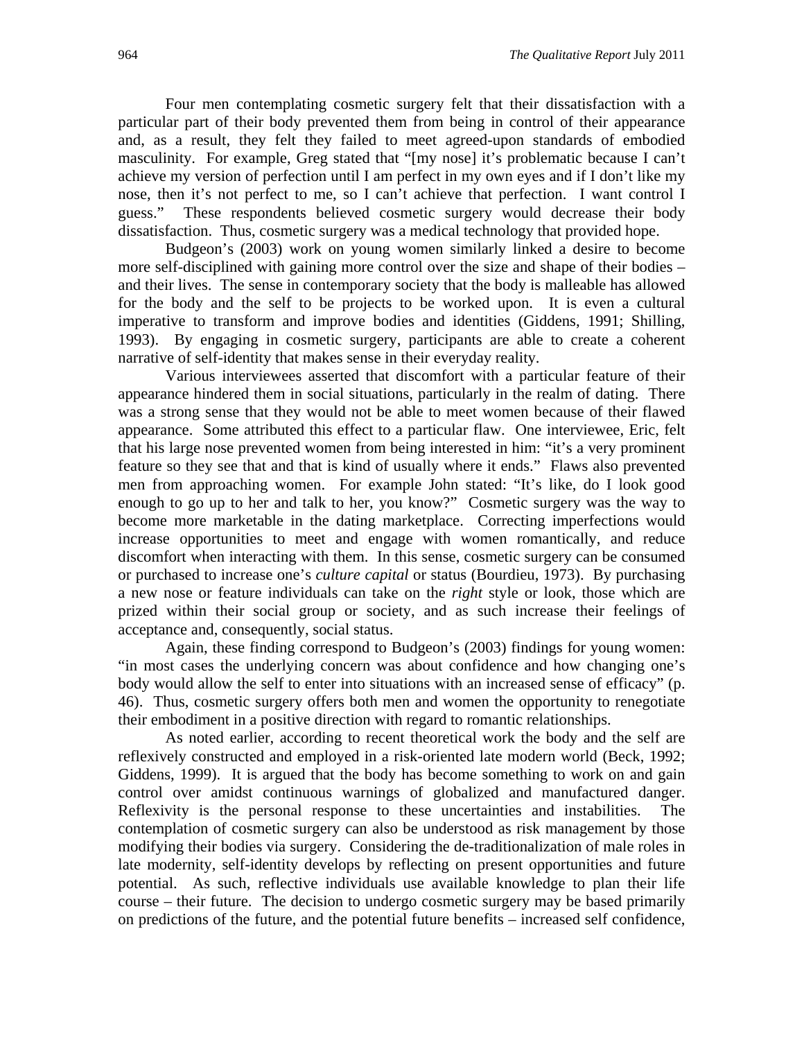Four men contemplating cosmetic surgery felt that their dissatisfaction with a particular part of their body prevented them from being in control of their appearance and, as a result, they felt they failed to meet agreed-upon standards of embodied masculinity. For example, Greg stated that "[my nose] it's problematic because I can't achieve my version of perfection until I am perfect in my own eyes and if I don't like my nose, then it's not perfect to me, so I can't achieve that perfection. I want control I guess." These respondents believed cosmetic surgery would decrease their body dissatisfaction. Thus, cosmetic surgery was a medical technology that provided hope.

Budgeon's (2003) work on young women similarly linked a desire to become more self-disciplined with gaining more control over the size and shape of their bodies – and their lives. The sense in contemporary society that the body is malleable has allowed for the body and the self to be projects to be worked upon. It is even a cultural imperative to transform and improve bodies and identities (Giddens, 1991; Shilling, 1993). By engaging in cosmetic surgery, participants are able to create a coherent narrative of self-identity that makes sense in their everyday reality.

Various interviewees asserted that discomfort with a particular feature of their appearance hindered them in social situations, particularly in the realm of dating. There was a strong sense that they would not be able to meet women because of their flawed appearance. Some attributed this effect to a particular flaw. One interviewee, Eric, felt that his large nose prevented women from being interested in him: "it's a very prominent feature so they see that and that is kind of usually where it ends." Flaws also prevented men from approaching women. For example John stated: "It's like, do I look good enough to go up to her and talk to her, you know?" Cosmetic surgery was the way to become more marketable in the dating marketplace. Correcting imperfections would increase opportunities to meet and engage with women romantically, and reduce discomfort when interacting with them. In this sense, cosmetic surgery can be consumed or purchased to increase one's *culture capital* or status (Bourdieu, 1973). By purchasing a new nose or feature individuals can take on the *right* style or look, those which are prized within their social group or society, and as such increase their feelings of acceptance and, consequently, social status.

Again, these finding correspond to Budgeon's (2003) findings for young women: "in most cases the underlying concern was about confidence and how changing one's body would allow the self to enter into situations with an increased sense of efficacy" (p. 46). Thus, cosmetic surgery offers both men and women the opportunity to renegotiate their embodiment in a positive direction with regard to romantic relationships.

As noted earlier, according to recent theoretical work the body and the self are reflexively constructed and employed in a risk-oriented late modern world (Beck, 1992; Giddens, 1999). It is argued that the body has become something to work on and gain control over amidst continuous warnings of globalized and manufactured danger. Reflexivity is the personal response to these uncertainties and instabilities. The contemplation of cosmetic surgery can also be understood as risk management by those modifying their bodies via surgery. Considering the de-traditionalization of male roles in late modernity, self-identity develops by reflecting on present opportunities and future potential. As such, reflective individuals use available knowledge to plan their life course – their future. The decision to undergo cosmetic surgery may be based primarily on predictions of the future, and the potential future benefits – increased self confidence,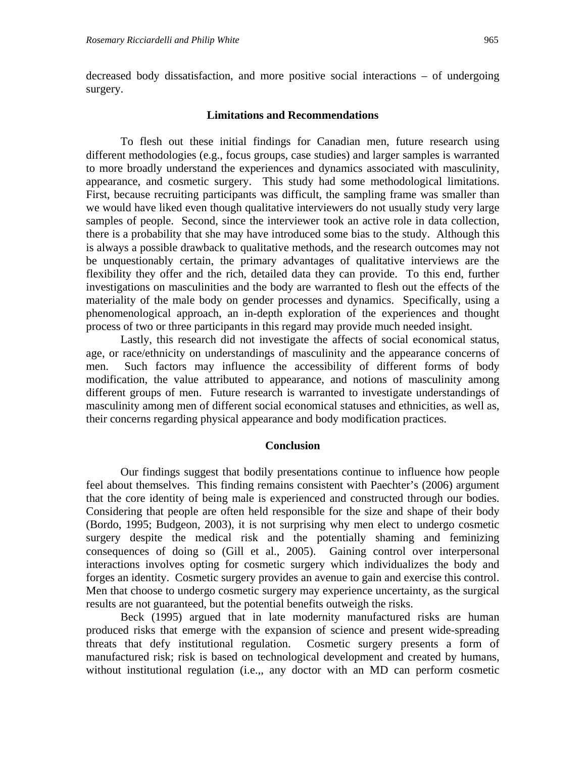decreased body dissatisfaction, and more positive social interactions – of undergoing surgery.

## Limitations and Recommendations

To flesh out these initial findings for Canadian men, future research using different methodologies (e.g., focus groups, case studies) and larger samples is warranted to more broadly understand the experiences and dynamics associated with masculinity, appearance, and cosmetic surgery. This study had some methodological limitations. First, because recruiting participants was difficult, the sampling frame was smaller than we would have liked even though qualitative interviewers do not usually study very large samples of people. Second, since the interviewer took an active role in data collection, there is a probability that she may have introduced some bias to the study. Although this is always a possible drawback to qualitative methods, and the research outcomes may not be unquestionably certain, the primary advantages of qualitative interviews are the flexibility they offer and the rich, detailed data they can provide. To this end, further investigations on masculinities and the body are warranted to flesh out the effects of the materiality of the male body on gender processes and dynamics. Specifically, using a phenomenological approach, an in-depth exploration of the experiences and thought process of two or three participants in this regard may provide much needed insight.

Lastly, this research did not investigate the affects of social economical status, age, or race/ethnicity on understandings of masculinity and the appearance concerns of men. Such factors may influence the accessibility of different forms of body modification, the value attributed to appearance, and notions of masculinity among different groups of men. Future research is warranted to investigate understandings of masculinity among men of different social economical statuses and ethnicities, as well as, their concerns regarding physical appearance and body modification practices.

## Conclusion

Our findings suggest that bodily presentations continue to influence how people feel about themselves. This finding remains consistent with Paechter's (2006) argument that the core identity of being male is experienced and constructed through our bodies. Considering that people are often held responsible for the size and shape of their body (Bordo, 1995; Budgeon, 2003), it is not surprising why men elect to undergo cosmetic surgery despite the medical risk and the potentially shaming and feminizing consequences of doing so (Gill et al., 2005). Gaining control over interpersonal interactions involves opting for cosmetic surgery which individualizes the body and forges an identity. Cosmetic surgery provides an avenue to gain and exercise this control. Men that choose to undergo cosmetic surgery may experience uncertainty, as the surgical results are not guaranteed, but the potential benefits outweigh the risks.

Beck (1995) argued that in late modernity manufactured risks are human produced risks that emerge with the expansion of science and present wide-spreading threats that defy institutional regulation. Cosmetic surgery presents a form of manufactured risk; risk is based on technological development and created by humans, without institutional regulation (i.e.,, any doctor with an MD can perform cosmetic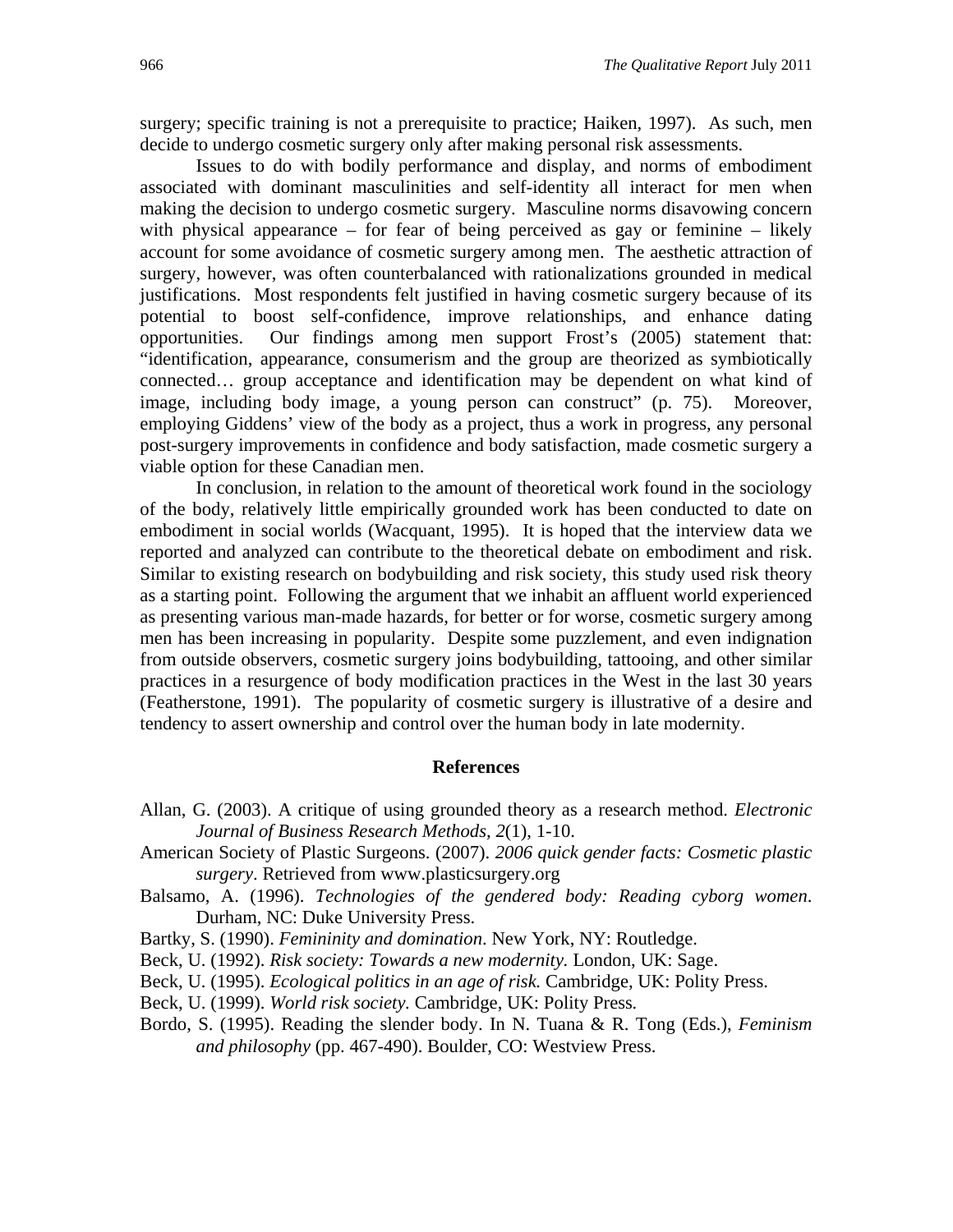surgery; specific training is not a prerequisite to practice; Haiken, 1997). As such, men decide to undergo cosmetic surgery only after making personal risk assessments.

Issues to do with bodily performance and display, and norms of embodiment associated with dominant masculinities and self-identity all interact for men when making the decision to undergo cosmetic surgery. Masculine norms disavowing concern with physical appearance – for fear of being perceived as gay or feminine – likely account for some avoidance of cosmetic surgery among men. The aesthetic attraction of surgery, however, was often counterbalanced with rationalizations grounded in medical justifications. Most respondents felt justified in having cosmetic surgery because of its potential to boost self-confidence, improve relationships, and enhance dating opportunities. Our findings among men support Frost's (2005) statement that: "identification, appearance, consumerism and the group are theorized as symbiotically connected… group acceptance and identification may be dependent on what kind of image, including body image, a young person can construct" (p. 75). Moreover, employing Giddens' view of the body as a project, thus a work in progress, any personal post-surgery improvements in confidence and body satisfaction, made cosmetic surgery a viable option for these Canadian men.

In conclusion, in relation to the amount of theoretical work found in the sociology of the body, relatively little empirically grounded work has been conducted to date on embodiment in social worlds (Wacquant, 1995). It is hoped that the interview data we reported and analyzed can contribute to the theoretical debate on embodiment and risk. Similar to existing research on bodybuilding and risk society, this study used risk theory as a starting point. Following the argument that we inhabit an affluent world experienced as presenting various man-made hazards, for better or for worse, cosmetic surgery among men has been increasing in popularity. Despite some puzzlement, and even indignation from outside observers, cosmetic surgery joins bodybuilding, tattooing, and other similar practices in a resurgence of body modification practices in the West in the last 30 years (Featherstone, 1991). The popularity of cosmetic surgery is illustrative of a desire and tendency to assert ownership and control over the human body in late modernity.

## References

Allan, G. (2003). A critique of using grounded theory as a research method. *Electronic Journal of Business Research Methods, 2*(1), 1-10.

American Society of Plastic Surgeons. (2007). *2006 quick gender facts: Cosmetic plastic surgery*. Retrieved from www.plasticsurgery.org

Balsamo, A. (1996). *Technologies of the gendered body: Reading cyborg women*. Durham, NC: Duke University Press.

Bartky, S. (1990). *Femininity and domination*. New York, NY: Routledge.

Beck, U. (1992). *Risk society: Towards a new modernity.* London, UK: Sage.

Beck, U. (1995). *Ecological politics in an age of risk.* Cambridge, UK: Polity Press.

Beck, U. (1999). *World risk society.* Cambridge, UK: Polity Press.

Bordo, S. (1995). Reading the slender body. In N. Tuana & R. Tong (Eds.), *Feminism and philosophy* (pp. 467-490). Boulder, CO: Westview Press.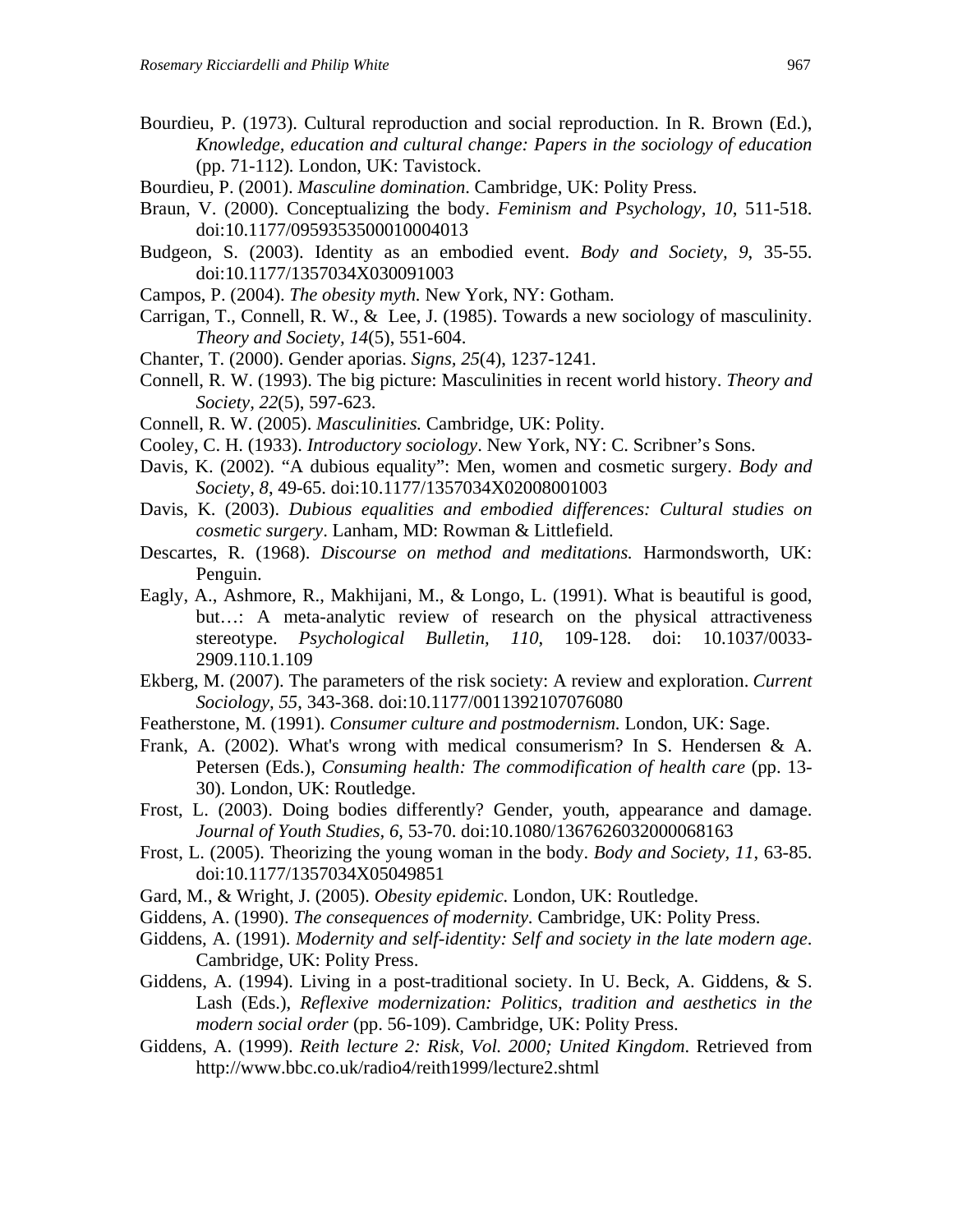Bourdieu, P. (1973). Cultural reproduction and social reproduction. In R. Brown (Ed.), *Knowledge, education and cultural change: Papers in the sociology of education* (pp. 71-112)*.* London, UK: Tavistock.

Bourdieu, P. (2001). *Masculine domination*. Cambridge, UK: Polity Press.

Braun, V. (2000). Conceptualizing the body. *Feminism and Psychology*, *10*, 511-518. doi:10.1177/0959353500010004013

Budgeon, S. (2003). Identity as an embodied event. *Body and Society, 9*, 35-55. doi:10.1177/1357034X030091003

Campos, P. (2004). *The obesity myth.* New York, NY: Gotham.

Carrigan, T., Connell, R. W., & Lee, J. (1985). Towards a new sociology of masculinity. *Theory and Society, 14*(5), 551-604.

Chanter, T. (2000). Gender aporias. *Signs*, *25*(4), 1237-1241.

Connell, R. W. (1993). The big picture: Masculinities in recent world history. *Theory and Society*, *22*(5), 597-623.

Connell, R. W. (2005). *Masculinities.* Cambridge, UK: Polity.

Cooley, C. H. (1933). *Introductory sociology*. New York, NY: C. Scribner's Sons.

Davis, K. (2002). "A dubious equality": Men, women and cosmetic surgery. *Body and Society, 8*, 49-65. doi:10.1177/1357034X02008001003

Davis, K. (2003). *Dubious equalities and embodied differences: Cultural studies on cosmetic surgery*. Lanham, MD: Rowman & Littlefield.

Descartes, R. (1968). *Discourse on method and meditations.* Harmondsworth, UK: Penguin.

Eagly, A., Ashmore, R., Makhijani, M., & Longo, L. (1991). What is beautiful is good, but…: A meta-analytic review of research on the physical attractiveness stereotype. *Psychological Bulletin, 110*, 109-128. doi: 10.1037/0033-2909.110.1.109

Ekberg, M. (2007). The parameters of the risk society: A review and exploration. *Current Sociology*, *55*, 343-368. doi:10.1177/0011392107076080

Featherstone, M. (1991). *Consumer culture and postmodernism.* London, UK: Sage.

Frank, A. (2002). What's wrong with medical consumerism? In S. Hendersen & A. Petersen (Eds.), *Consuming health: The commodification of health care* (pp. 13-30). London, UK: Routledge.

Frost, L. (2003). Doing bodies differently? Gender, youth, appearance and damage. *Journal of Youth Studies*, *6*, 53-70. doi:10.1080/1367626032000068163

Frost, L. (2005). Theorizing the young woman in the body. *Body and Society*, *11*, 63-85. doi:10.1177/1357034X05049851

Gard, M., & Wright, J. (2005). *Obesity epidemic*. London, UK: Routledge.

Giddens, A. (1990). *The consequences of modernity.* Cambridge, UK: Polity Press.

Giddens, A. (1991). *Modernity and self-identity: Self and society in the late modern age*. Cambridge, UK: Polity Press.

Giddens, A. (1994). Living in a post-traditional society. In U. Beck, A. Giddens, & S. Lash (Eds.), *Reflexive modernization: Politics, tradition and aesthetics in the modern social order* (pp. 56-109). Cambridge, UK: Polity Press.

Giddens, A. (1999). *Reith lecture 2: Risk, Vol. 2000; United Kingdom*. Retrieved from http://www.bbc.co.uk/radio4/reith1999/lecture2.shtml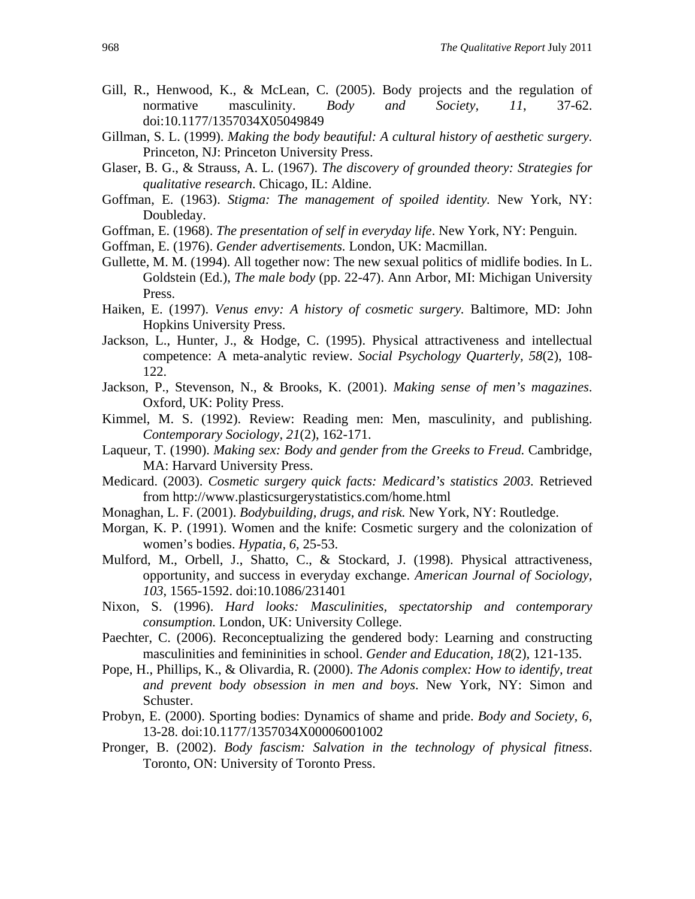Gill, R., Henwood, K., & McLean, C. (2005). Body projects and the regulation of normative masculinity. *Body and Society*, *11*, 37-62. doi:10.1177/1357034X05049849

Gillman, S. L. (1999). *Making the body beautiful: A cultural history of aesthetic surgery*. Princeton, NJ: Princeton University Press.

Glaser, B. G., & Strauss, A. L. (1967). *The discovery of grounded theory: Strategies for qualitative research*. Chicago, IL: Aldine.

Goffman, E. (1963). *Stigma: The management of spoiled identity*. New York, NY: Doubleday.

Goffman, E. (1968). *The presentation of self in everyday life*. New York, NY: Penguin.

Goffman, E. (1976). *Gender advertisements*. London, UK: Macmillan.

Gullette, M. M. (1994). All together now: The new sexual politics of midlife bodies. In L. Goldstein (Ed.), *The male body* (pp. 22-47). Ann Arbor, MI: Michigan University Press.

Haiken, E. (1997). *Venus envy: A history of cosmetic surgery*. Baltimore, MD: John Hopkins University Press.

Jackson, L., Hunter, J., & Hodge, C. (1995). Physical attractiveness and intellectual competence: A meta-analytic review. *Social Psychology Quarterly, 58*(2), 108-122.

Jackson, P., Stevenson, N., & Brooks, K. (2001). *Making sense of men's magazines*. Oxford, UK: Polity Press.

Kimmel, M. S. (1992). Review: Reading men: Men, masculinity, and publishing. *Contemporary Sociology, 21*(2), 162-171.

Laqueur, T. (1990). *Making sex: Body and gender from the Greeks to Freud*. Cambridge, MA: Harvard University Press.

Medicard. (2003). *Cosmetic surgery quick facts: Medicard's statistics 2003*. Retrieved from http://www.plasticsurgerystatistics.com/home.html

Monaghan, L. F. (2001). *Bodybuilding, drugs, and risk*. New York, NY: Routledge.

Morgan, K. P. (1991). Women and the knife: Cosmetic surgery and the colonization of women's bodies. *Hypatia, 6*, 25-53.

Mulford, M., Orbell, J., Shatto, C., & Stockard, J. (1998). Physical attractiveness, opportunity, and success in everyday exchange. *American Journal of Sociology, 103*, 1565-1592. doi:10.1086/231401

Nixon, S. (1996). *Hard looks: Masculinities, spectatorship and contemporary consumption*. London, UK: University College.

Paechter, C. (2006). Reconceptualizing the gendered body: Learning and constructing masculinities and femininities in school. *Gender and Education, 18*(2), 121-135.

Pope, H., Phillips, K., & Olivardia, R. (2000). *The Adonis complex: How to identify, treat and prevent body obsession in men and boys*. New York, NY: Simon and Schuster.

Probyn, E. (2000). Sporting bodies: Dynamics of shame and pride. *Body and Society*, *6*, 13-28. doi:10.1177/1357034X00006001002

Pronger, B. (2002). *Body fascism: Salvation in the technology of physical fitness*. Toronto, ON: University of Toronto Press.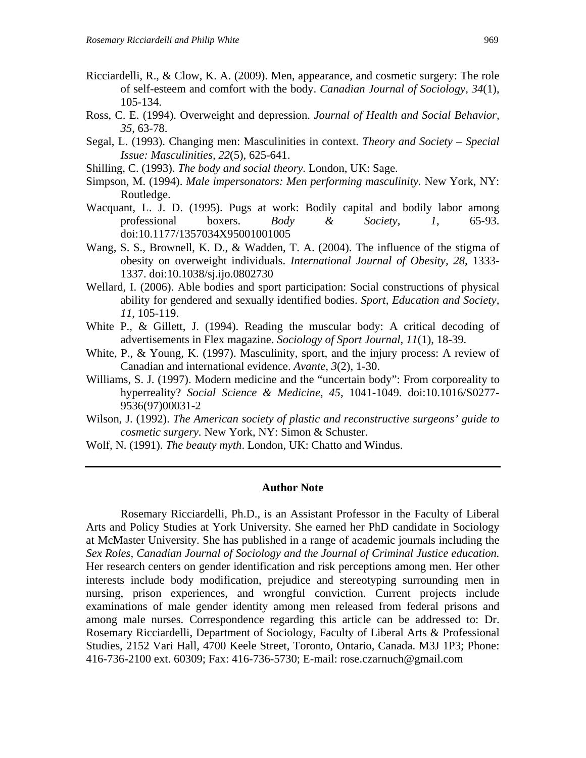Ricciardelli, R., & Clow, K. A. (2009). Men, appearance, and cosmetic surgery: The role of self-esteem and comfort with the body. *Canadian Journal of Sociology, 34*(1), 105-134.

Ross, C. E. (1994). Overweight and depression. *Journal of Health and Social Behavior, 35*, 63-78.

Segal, L. (1993). Changing men: Masculinities in context. *Theory and Society – Special Issue: Masculinities, 22*(5), 625-641.

Shilling, C. (1993). *The body and social theory*. London, UK: Sage.

Simpson, M. (1994). *Male impersonators: Men performing masculinity.* New York, NY: Routledge.

Wacquant, L. J. D. (1995). Pugs at work: Bodily capital and bodily labor among professional boxers. *Body & Society*, *1*, 65-93. doi:10.1177/1357034X95001001005

Wang, S. S., Brownell, K. D., & Wadden, T. A. (2004). The influence of the stigma of obesity on overweight individuals. *International Journal of Obesity, 28*, 1333-1337. doi:10.1038/sj.ijo.0802730

Wellard, I. (2006). Able bodies and sport participation: Social constructions of physical ability for gendered and sexually identified bodies. *Sport, Education and Society*, *11*, 105-119.

White P., & Gillett, J. (1994). Reading the muscular body: A critical decoding of advertisements in Flex magazine. *Sociology of Sport Journal, 11*(1), 18-39.

White, P., & Young, K. (1997). Masculinity, sport, and the injury process: A review of Canadian and international evidence. *Avante, 3*(2), 1-30.

Williams, S. J. (1997). Modern medicine and the "uncertain body": From corporeality to hyperreality? *Social Science & Medicine, 45,* 1041-1049. doi:10.1016/S0277-9536(97)00031-2

Wilson, J. (1992). *The American society of plastic and reconstructive surgeons' guide to cosmetic surgery.* New York, NY: Simon & Schuster.

Wolf, N. (1991). *The beauty myth*. London, UK: Chatto and Windus.

---

## Author Note

Rosemary Ricciardelli, Ph.D., is an Assistant Professor in the Faculty of Liberal Arts and Policy Studies at York University. She earned her PhD candidate in Sociology at McMaster University. She has published in a range of academic journals including the *Sex Roles, Canadian Journal of Sociology and the Journal of Criminal Justice education.* Her research centers on gender identification and risk perceptions among men. Her other interests include body modification, prejudice and stereotyping surrounding men in nursing, prison experiences, and wrongful conviction. Current projects include examinations of male gender identity among men released from federal prisons and among male nurses. Correspondence regarding this article can be addressed to: Dr. Rosemary Ricciardelli, Department of Sociology, Faculty of Liberal Arts & Professional Studies, 2152 Vari Hall, 4700 Keele Street, Toronto, Ontario, Canada. M3J 1P3; Phone: 416-736-2100 ext. 60309; Fax: 416-736-5730; E-mail: rose.czarnuch@gmail.com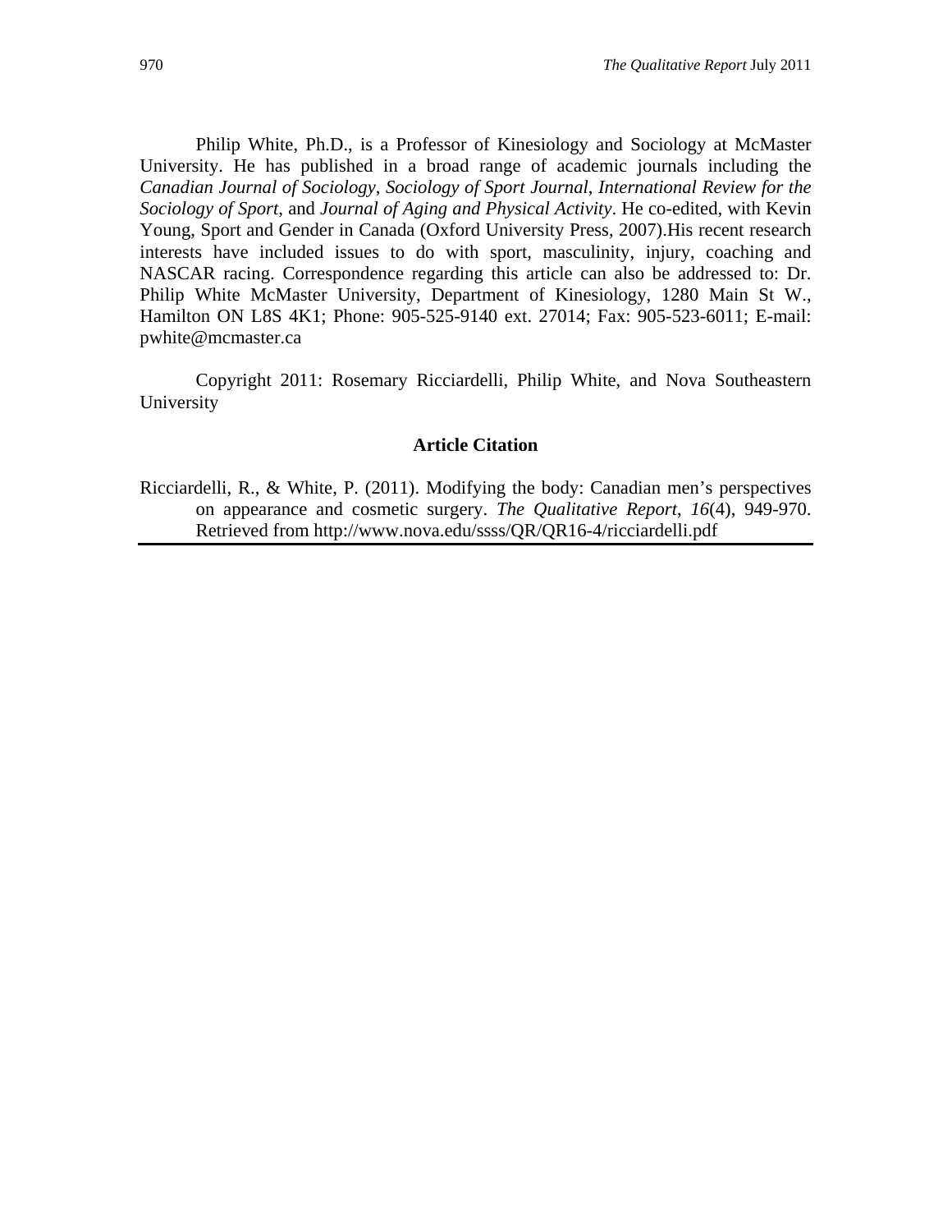Philip White, Ph.D., is a Professor of Kinesiology and Sociology at McMaster University. He has published in a broad range of academic journals including the *Canadian Journal of Sociology*, *Sociology of Sport Journal*, *International Review for the Sociology of Sport*, and *Journal of Aging and Physical Activity*. He co-edited, with Kevin Young, Sport and Gender in Canada (Oxford University Press, 2007).His recent research interests have included issues to do with sport, masculinity, injury, coaching and NASCAR racing. Correspondence regarding this article can also be addressed to: Dr. Philip White McMaster University, Department of Kinesiology, 1280 Main St W., Hamilton ON L8S 4K1; Phone: 905-525-9140 ext. 27014; Fax: 905-523-6011; E-mail: pwhite@mcmaster.ca

Copyright 2011: Rosemary Ricciardelli, Philip White, and Nova Southeastern University

**Article Citation**

Ricciardelli, R., & White, P. (2011). Modifying the body: Canadian men's perspectives on appearance and cosmetic surgery. *The Qualitative Report*, *16*(4), 949-970. Retrieved from http://www.nova.edu/ssss/QR/QR16-4/ricciardelli.pdf